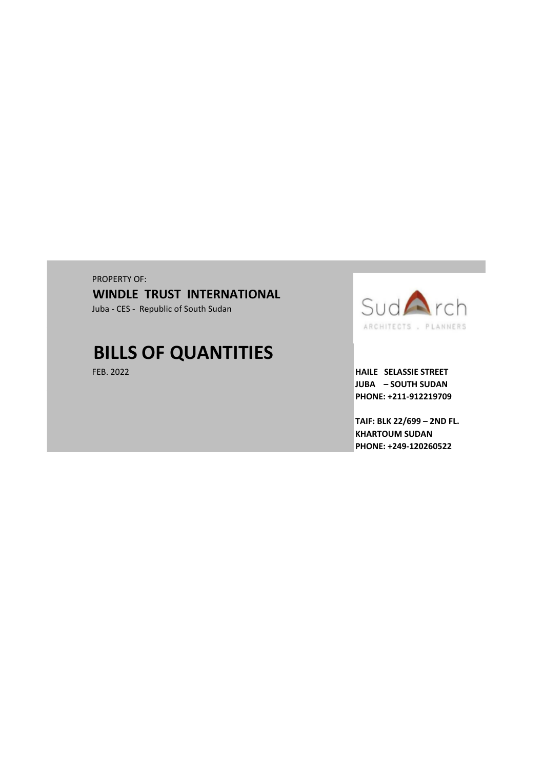PROPERTY OF:

**WINDLE TRUST INTERNATIONAL**

Juba - CES - Republic of South Sudan

# BILLS OF QUANTITIES

FEB. 2022

SudArch

ARCHITECTS . PLANNERS

**HAILE SELASSIE STREET**
**JUBA – SOUTH SUDAN**
**PHONE: +211-912219709**

**TAIF: BLK 22/699 – 2ND FL.**
**KHARTOUM SUDAN**
**PHONE: +249-120260522**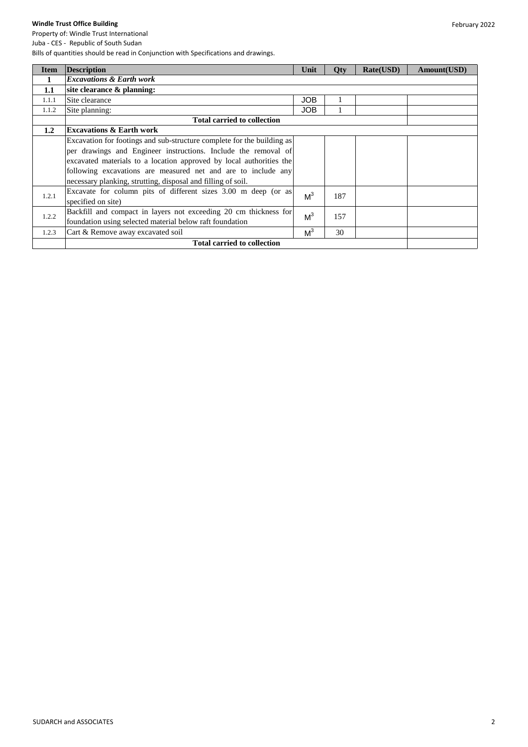**Windle Trust Office Building**

Property of: Windle Trust International

Juba - CES - Republic of South Sudan

Bills of quantities should be read in Conjunction with Specifications and drawings.

February 2022

| Item | Description | Unit | Qty | Rate(USD) | Amount(USD) |
|---|---|---|---|---|---|
| **1** | ***Excavations & Earth work*** | | | | |
| **1.1** | **site clearance & planning:** | | | | |
| 1.1.1 | Site clearance | JOB | 1 | | |
| 1.1.2 | Site planning: | JOB | 1 | | |
| | **Total carried to collection** | | | | |
| **1.2** | **Excavations & Earth work** | | | | |
| | Excavation for footings and sub-structure complete for the building as per drawings and Engineer instructions. Include the removal of excavated materials to a location approved by local authorities the following excavations are measured net and are to include any necessary planking, strutting, disposal and filling of soil. | | | | |
| 1.2.1 | Excavate for column pits of different sizes 3.00 m deep (or as specified on site) | $M^3$ | 187 | | |
| 1.2.2 | Backfill and compact in layers not exceeding 20 cm thickness for foundation using selected material below raft foundation | $M^3$ | 157 | | |
| 1.2.3 | Cart & Remove away excavated soil | $M^3$ | 30 | | |
| | **Total carried to collection** | | | | |

SUDARCH and ASSOCIATES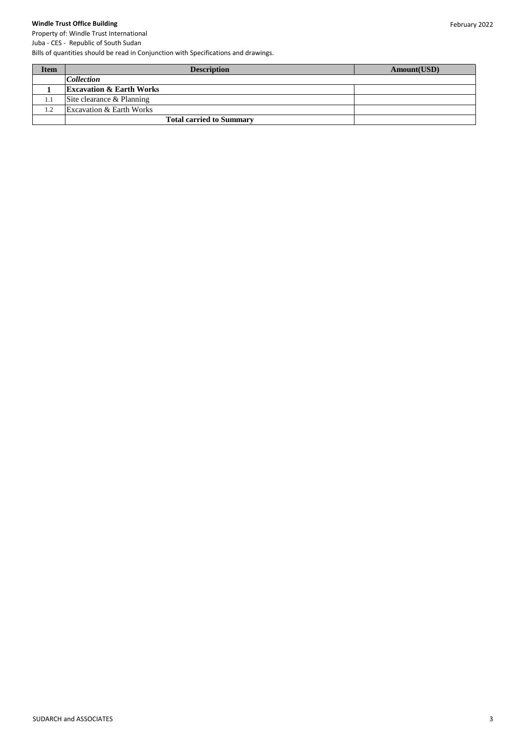**Windle Trust Office Building**

Property of: Windle Trust International

Juba - CES - Republic of South Sudan

Bills of quantities should be read in Conjunction with Specifications and drawings.

February 2022

| Item | Description | Amount(USD) |
| --- | --- | --- |
| | ***Collection*** | |
| **1** | **Excavation & Earth Works** | |
| 1.1 | Site clearance & Planning | |
| 1.2 | Excavation & Earth Works | |
| | **Total carried to Summary** | |

SUDARCH and ASSOCIATES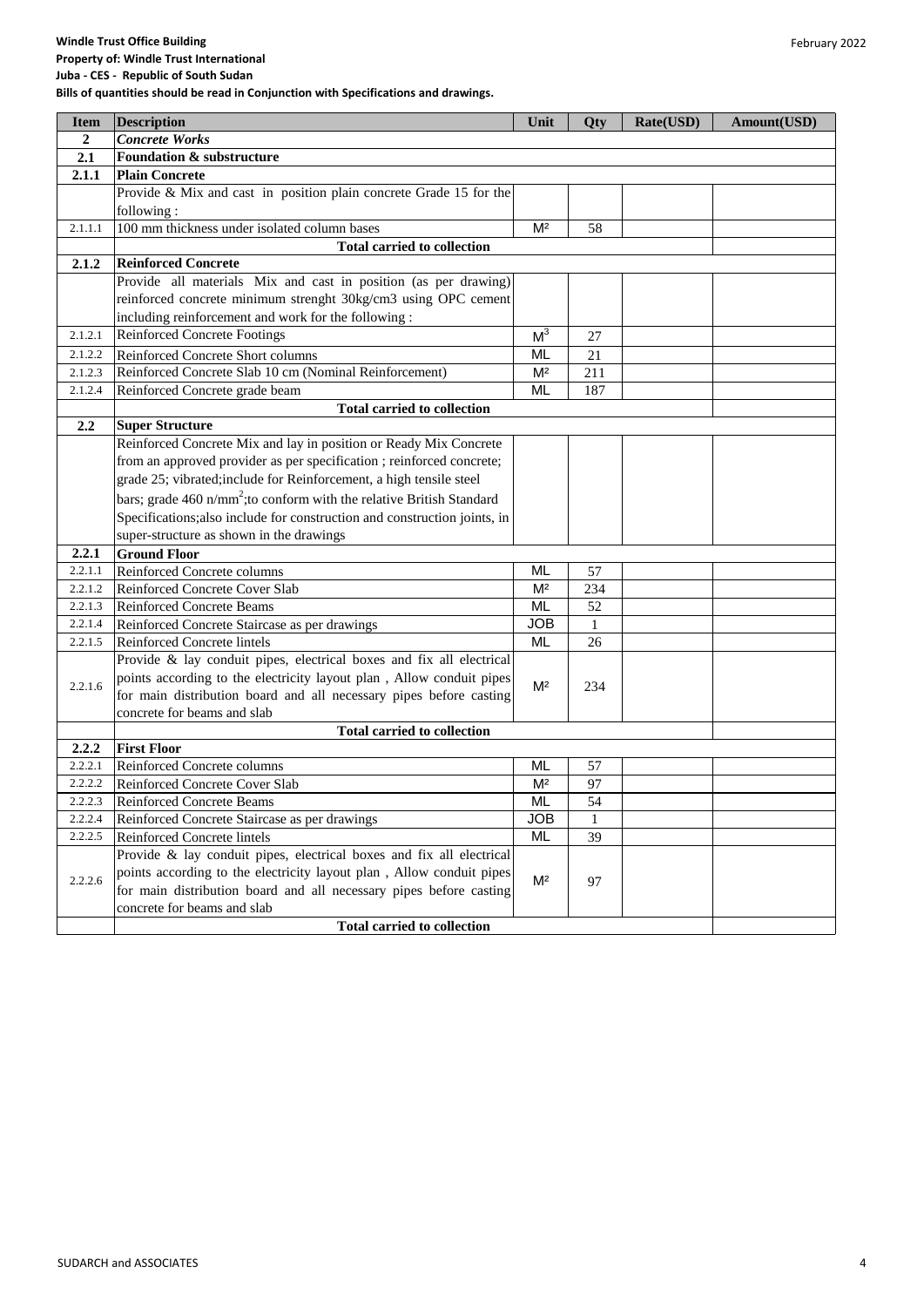**Windle Trust Office Building**
**Property of: Windle Trust International**
**Juba - CES - Republic of South Sudan**
**Bills of quantities should be read in Conjunction with Specifications and drawings.**

February 2022

| Item | Description | Unit | Qty | Rate(USD) | Amount(USD) |
|---|---|---|---|---|---|
| **2** | ***Concrete Works*** | | | | |
| **2.1** | **Foundation & substructure** | | | | |
| **2.1.1** | **Plain Concrete** | | | | |
| | Provide & Mix and cast in position plain concrete Grade 15 for the following : | | | | |
| 2.1.1.1 | 100 mm thickness under isolated column bases | M² | 58 | | |
| | **Total carried to collection** | | | | |
| **2.1.2** | **Reinforced Concrete** | | | | |
| | Provide all materials Mix and cast in position (as per drawing) reinforced concrete minimum strenght 30kg/cm3 using OPC cement including reinforcement and work for the following : | | | | |
| 2.1.2.1 | Reinforced Concrete Footings | $M^3$ | 27 | | |
| 2.1.2.2 | Reinforced Concrete Short columns | ML | 21 | | |
| 2.1.2.3 | Reinforced Concrete Slab 10 cm (Nominal Reinforcement) | M² | 211 | | |
| 2.1.2.4 | Reinforced Concrete grade beam | ML | 187 | | |
| | **Total carried to collection** | | | | |
| **2.2** | **Super Structure** | | | | |
| | Reinforced Concrete Mix and lay in position or Ready Mix Concrete from an approved provider as per specification ; reinforced concrete; grade 25; vibrated;include for Reinforcement, a high tensile steel bars; grade 460 $n/mm^2$;to conform with the relative British Standard Specifications;also include for construction and construction joints, in super-structure as shown in the drawings | | | | |
| **2.2.1** | **Ground Floor** | | | | |
| 2.2.1.1 | Reinforced Concrete columns | ML | 57 | | |
| 2.2.1.2 | Reinforced Concrete Cover Slab | M² | 234 | | |
| 2.2.1.3 | Reinforced Concrete Beams | ML | 52 | | |
| 2.2.1.4 | Reinforced Concrete Staircase as per drawings | JOB | 1 | | |
| 2.2.1.5 | Reinforced Concrete lintels | ML | 26 | | |
| 2.2.1.6 | Provide & lay conduit pipes, electrical boxes and fix all electrical points according to the electricity layout plan , Allow conduit pipes for main distribution board and all necessary pipes before casting concrete for beams and slab | M² | 234 | | |
| | **Total carried to collection** | | | | |
| **2.2.2** | **First Floor** | | | | |
| 2.2.2.1 | Reinforced Concrete columns | ML | 57 | | |
| 2.2.2.2 | Reinforced Concrete Cover Slab | M² | 97 | | |
| 2.2.2.3 | Reinforced Concrete Beams | ML | 54 | | |
| 2.2.2.4 | Reinforced Concrete Staircase as per drawings | JOB | 1 | | |
| 2.2.2.5 | Reinforced Concrete lintels | ML | 39 | | |
| 2.2.2.6 | Provide & lay conduit pipes, electrical boxes and fix all electrical points according to the electricity layout plan , Allow conduit pipes for main distribution board and all necessary pipes before casting concrete for beams and slab | M² | 97 | | |
| | **Total carried to collection** | | | | |

SUDARCH and ASSOCIATES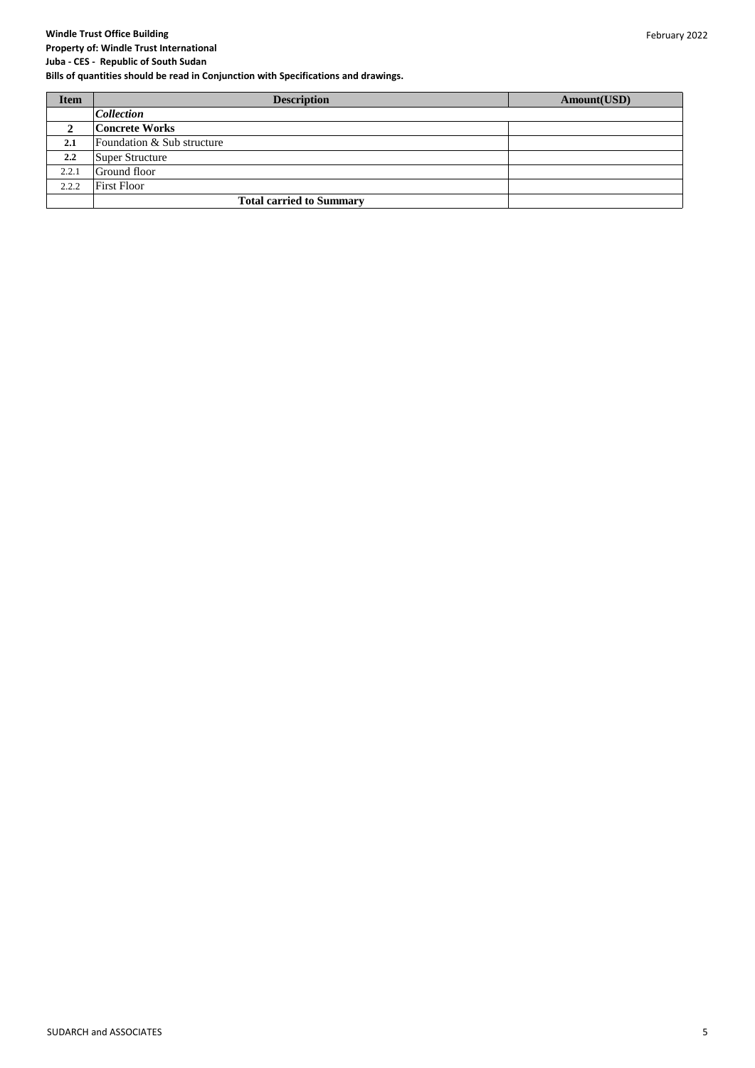**Windle Trust Office Building**
**Property of: Windle Trust International**
**Juba - CES - Republic of South Sudan**
**Bills of quantities should be read in Conjunction with Specifications and drawings.**

| Item | Description | Amount(USD) |
|---|---|---|
| | ***Collection*** | |
| **2** | **Concrete Works** | |
| **2.1** | Foundation & Sub structure | |
| **2.2** | Super Structure | |
| 2.2.1 | Ground floor | |
| 2.2.2 | First Floor | |
| | **Total carried to Summary** | |

SUDARCH and ASSOCIATES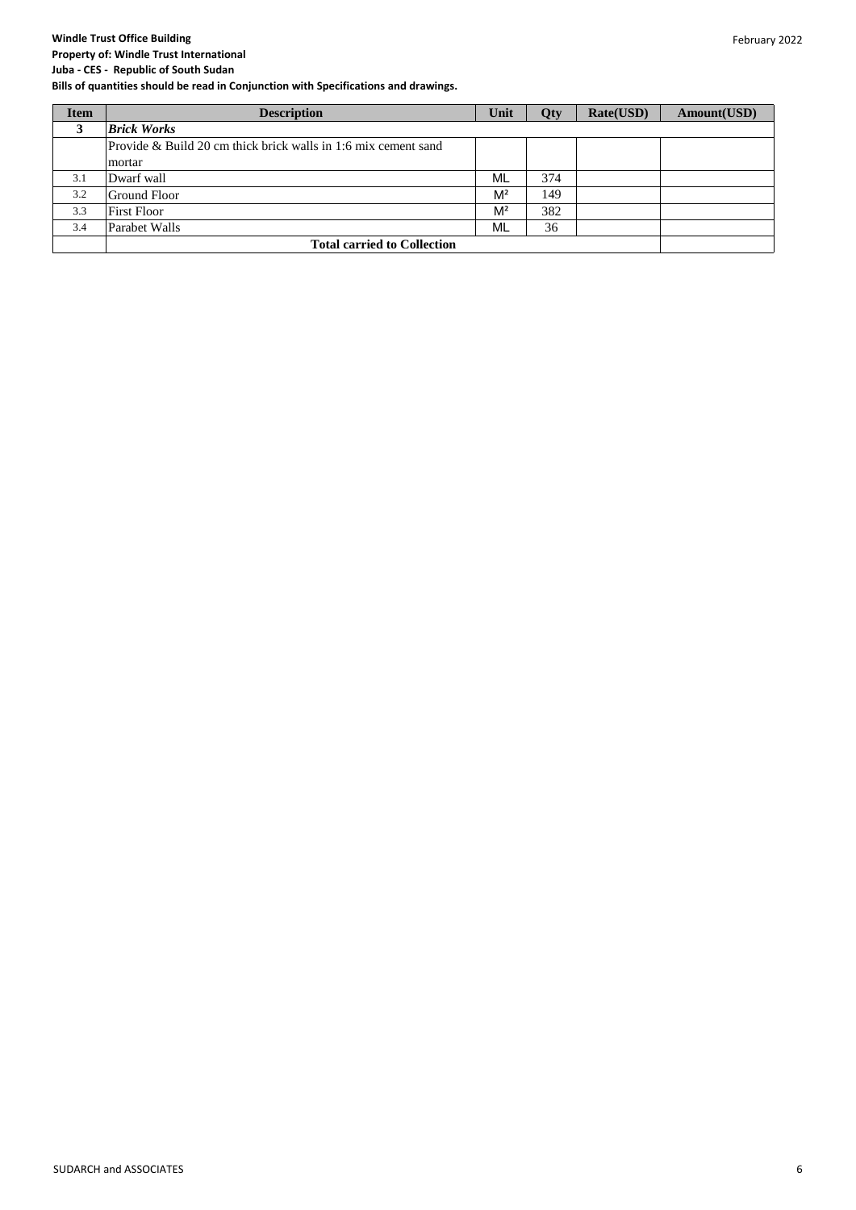**Windle Trust Office Building**
**Property of: Windle Trust International**
**Juba - CES - Republic of South Sudan**
**Bills of quantities should be read in Conjunction with Specifications and drawings.**

February 2022

| Item | Description | Unit | Qty | Rate(USD) | Amount(USD) |
|---|---|---|---|---|---|
| **3** | ***Brick Works*** | | | | |
| | Provide & Build 20 cm thick brick walls in 1:6 mix cement sand mortar | | | | |
| 3.1 | Dwarf wall | ML | 374 | | |
| 3.2 | Ground Floor | M² | 149 | | |
| 3.3 | First Floor | M² | 382 | | |
| 3.4 | Parabet Walls | ML | 36 | | |
| | **Total carried to Collection** | | | | |

SUDARCH and ASSOCIATES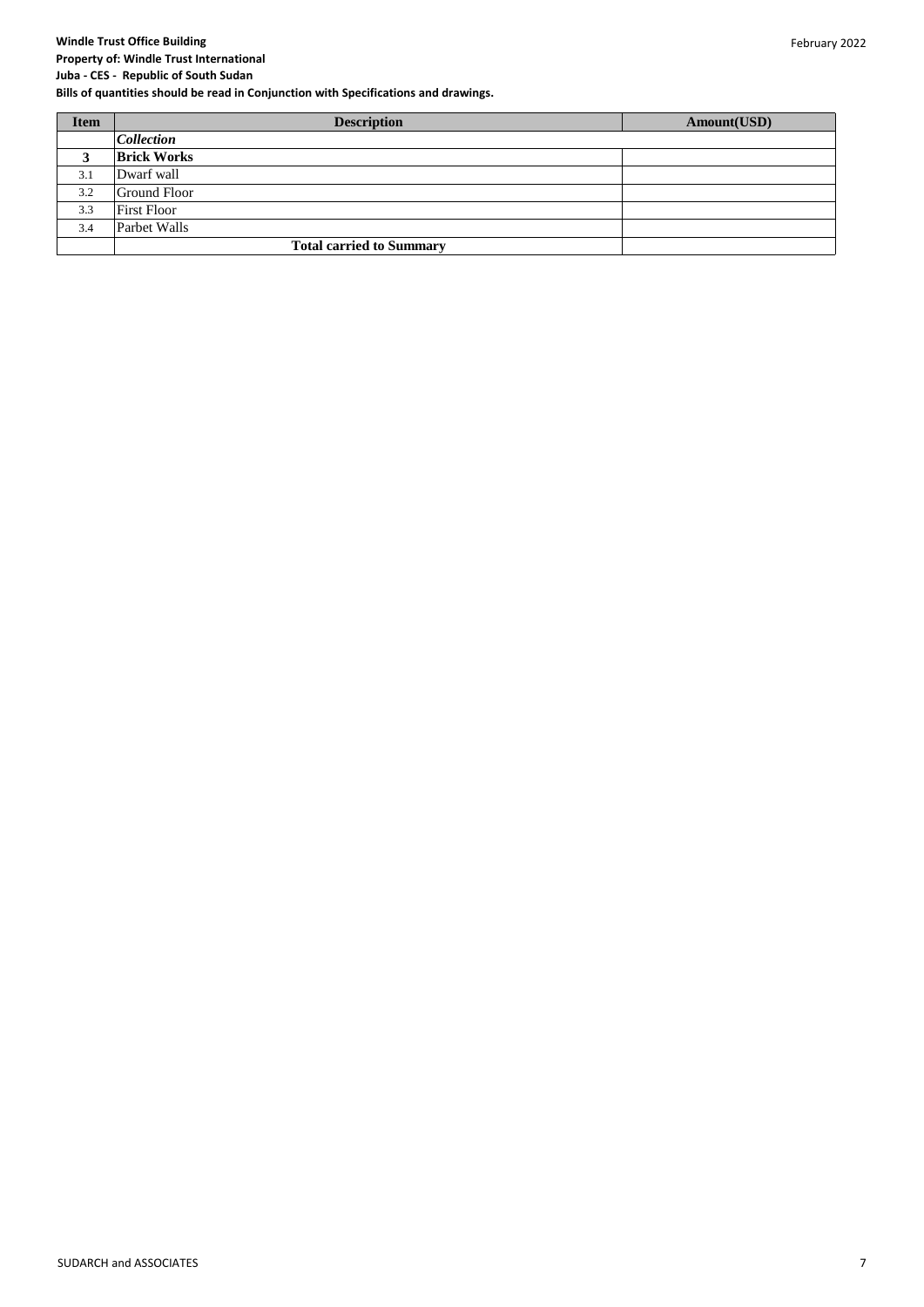**Windle Trust Office Building**
**Property of: Windle Trust International**
**Juba - CES - Republic of South Sudan**
**Bills of quantities should be read in Conjunction with Specifications and drawings.**

| Item | Description | Amount(USD) |
|---|---|---|
| | ***Collection*** | |
| **3** | **Brick Works** | |
| 3.1 | Dwarf wall | |
| 3.2 | Ground Floor | |
| 3.3 | First Floor | |
| 3.4 | Parbet Walls | |
| | **Total carried to Summary** | |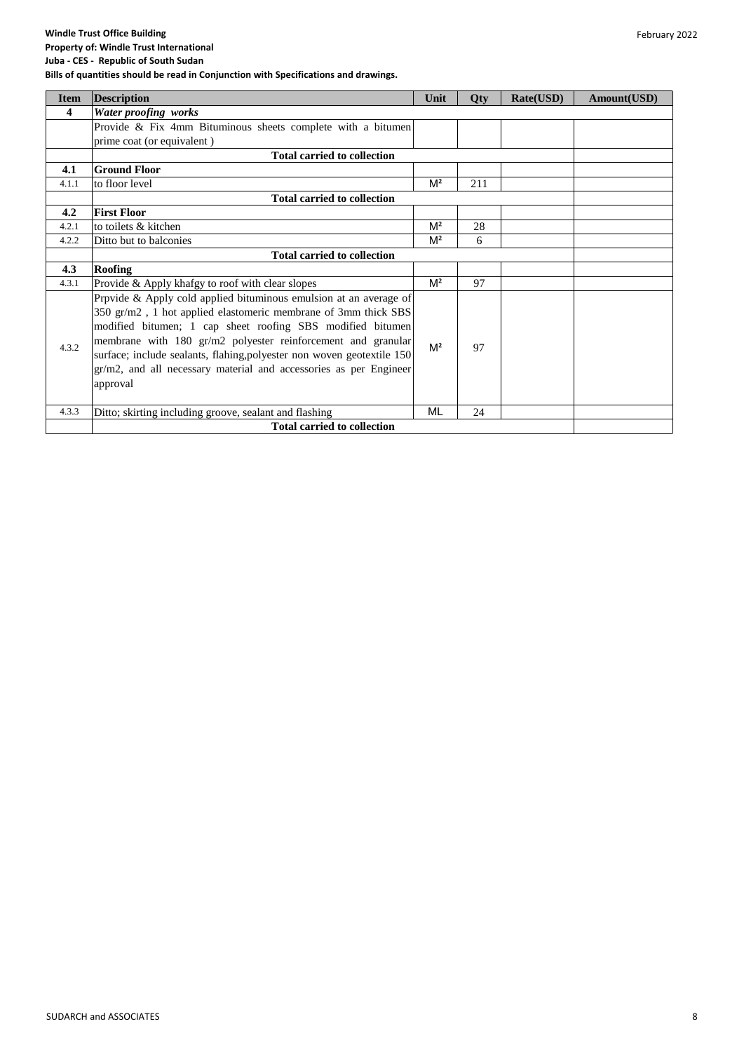**Windle Trust Office Building**
**Property of: Windle Trust International**
**Juba - CES - Republic of South Sudan**
**Bills of quantities should be read in Conjunction with Specifications and drawings.**

February 2022

| Item | Description | Unit | Qty | Rate(USD) | Amount(USD) |
|---|---|---|---|---|---|
| **4** | ***Water proofing works*** | | | | |
| | Provide & Fix 4mm Bituminous sheets complete with a bitumen prime coat (or equivalent ) | | | | |
| | **Total carried to collection** | | | | |
| **4.1** | **Ground Floor** | | | | |
| 4.1.1 | to floor level | M² | 211 | | |
| | **Total carried to collection** | | | | |
| **4.2** | **First Floor** | | | | |
| 4.2.1 | to toilets & kitchen | M² | 28 | | |
| 4.2.2 | Ditto but to balconies | M² | 6 | | |
| | **Total carried to collection** | | | | |
| **4.3** | **Roofing** | | | | |
| 4.3.1 | Provide & Apply khafgy to roof with clear slopes | M² | 97 | | |
| 4.3.2 | Prpvide & Apply cold applied bituminous emulsion at an average of 350 gr/m2 , 1 hot applied elastomeric membrane of 3mm thick SBS modified bitumen; 1 cap sheet roofing SBS modified bitumen membrane with 180 gr/m2 polyester reinforcement and granular surface; include sealants, flahing,polyester non woven geotextile 150 gr/m2, and all necessary material and accessories as per Engineer approval | M² | 97 | | |
| 4.3.3 | Ditto; skirting including groove, sealant and flashing | ML | 24 | | |
| | **Total carried to collection** | | | | |

SUDARCH and ASSOCIATES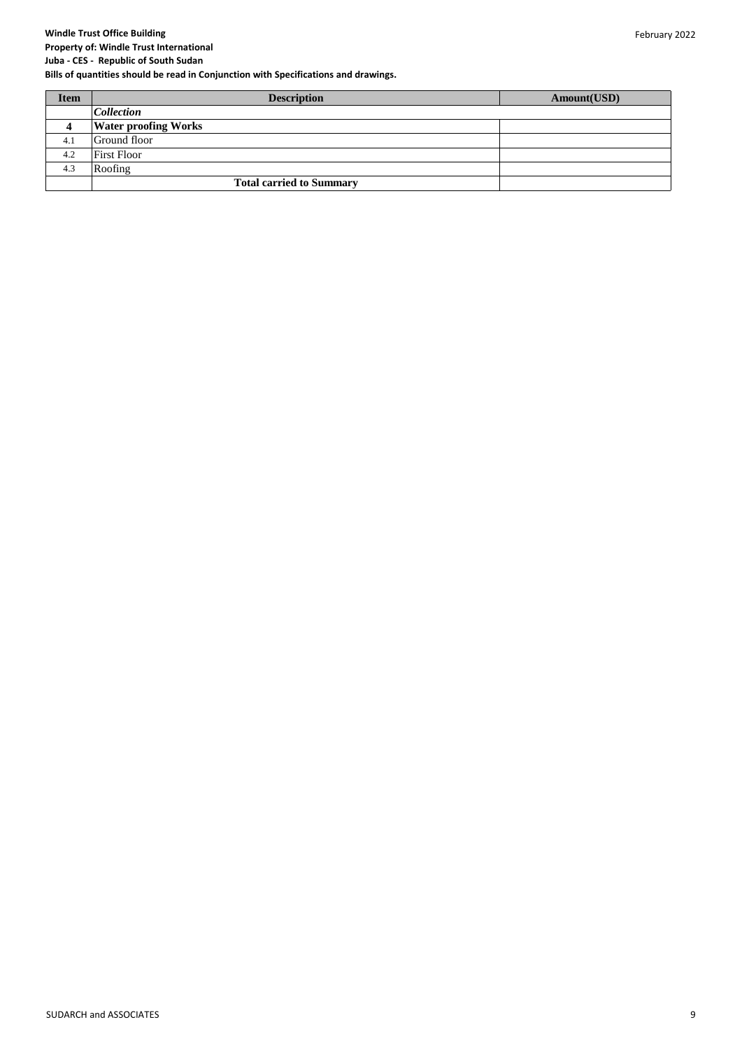| Item | Description | Amount(USD) |
| --- | --- | --- |
| | ***Collection*** | |
| **4** | **Water proofing Works** | |
| 4.1 | Ground floor | |
| 4.2 | First Floor | |
| 4.3 | Roofing | |
| | **Total carried to Summary** | |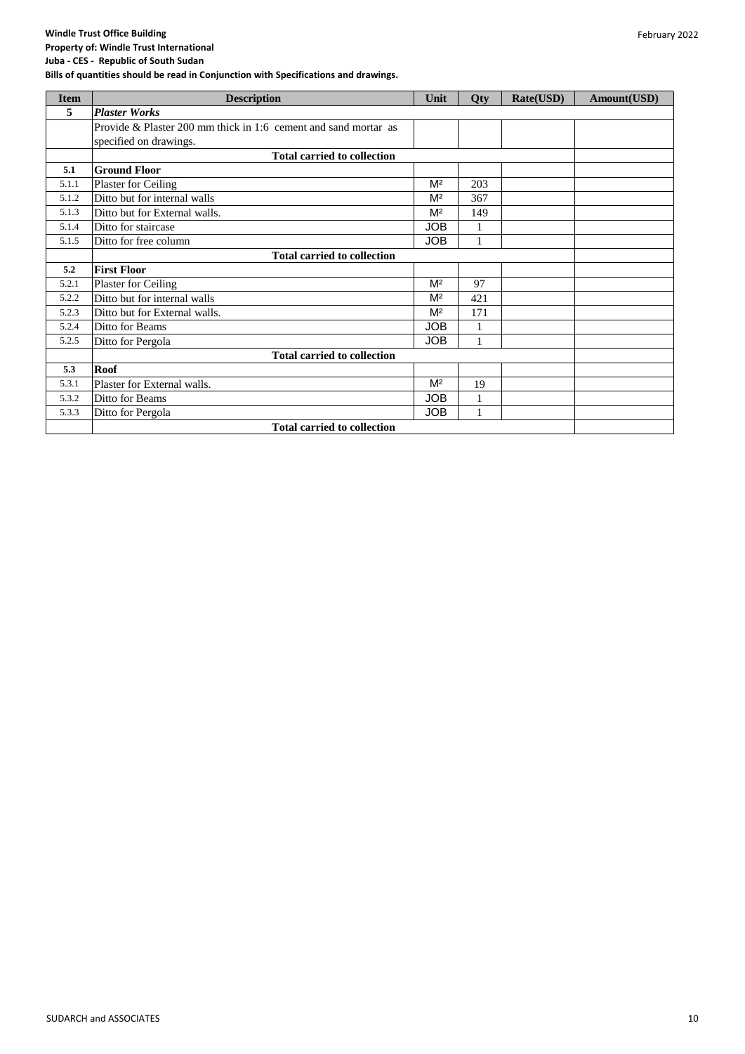**Windle Trust Office Building**
**Property of: Windle Trust International**
**Juba - CES - Republic of South Sudan**
**Bills of quantities should be read in Conjunction with Specifications and drawings.**

February 2022

| Item | Description | Unit | Qty | Rate(USD) | Amount(USD) |
|---|---|---|---|---|---|
| **5** | ***Plaster Works*** | | | | |
| | Provide & Plaster 200 mm thick in 1:6 cement and sand mortar as specified on drawings. | | | | |
| | **Total carried to collection** | | | | |
| **5.1** | **Ground Floor** | | | | |
| 5.1.1 | Plaster for Ceiling | M² | 203 | | |
| 5.1.2 | Ditto but for internal walls | M² | 367 | | |
| 5.1.3 | Ditto but for External walls. | M² | 149 | | |
| 5.1.4 | Ditto for staircase | JOB | 1 | | |
| 5.1.5 | Ditto for free column | JOB | 1 | | |
| | **Total carried to collection** | | | | |
| **5.2** | **First Floor** | | | | |
| 5.2.1 | Plaster for Ceiling | M² | 97 | | |
| 5.2.2 | Ditto but for internal walls | M² | 421 | | |
| 5.2.3 | Ditto but for External walls. | M² | 171 | | |
| 5.2.4 | Ditto for Beams | JOB | 1 | | |
| 5.2.5 | Ditto for Pergola | JOB | 1 | | |
| | **Total carried to collection** | | | | |
| **5.3** | **Roof** | | | | |
| 5.3.1 | Plaster for External walls. | M² | 19 | | |
| 5.3.2 | Ditto for Beams | JOB | 1 | | |
| 5.3.3 | Ditto for Pergola | JOB | 1 | | |
| | **Total carried to collection** | | | | |

SUDARCH and ASSOCIATES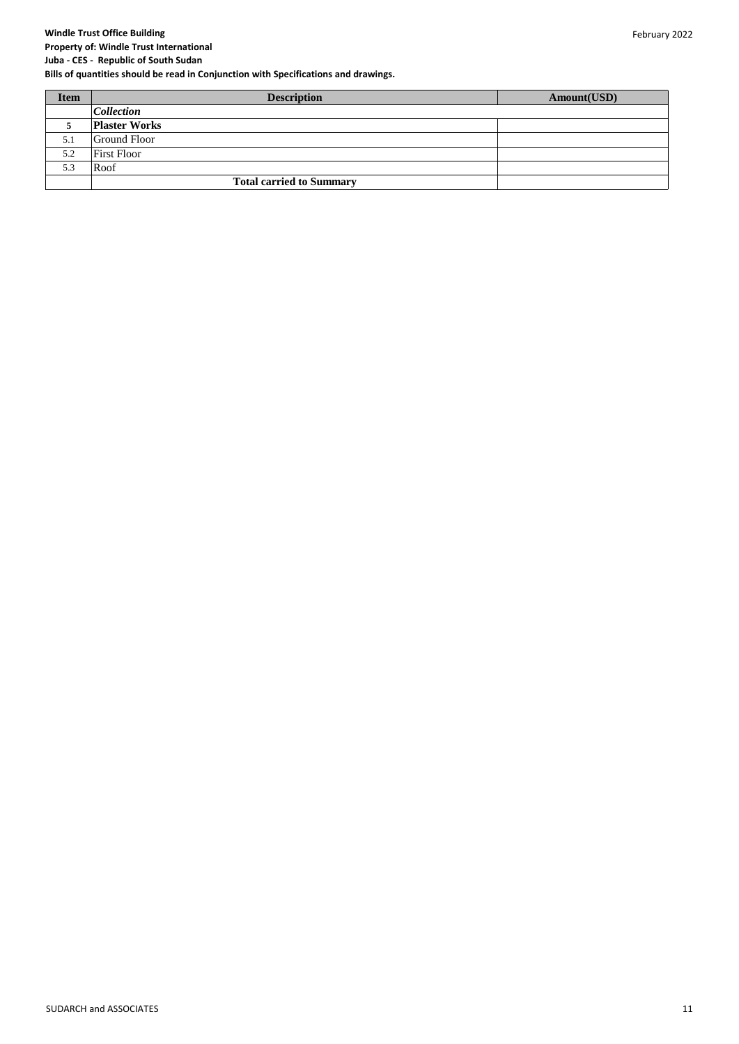**Windle Trust Office Building**
**Property of: Windle Trust International**
**Juba - CES - Republic of South Sudan**
**Bills of quantities should be read in Conjunction with Specifications and drawings.**

February 2022

| Item | Description | Amount(USD) |
|---|---|---|
| | *Collection* | |
| **5** | **Plaster Works** | |
| 5.1 | Ground Floor | |
| 5.2 | First Floor | |
| 5.3 | Roof | |
| | **Total carried to Summary** | |

SUDARCH and ASSOCIATES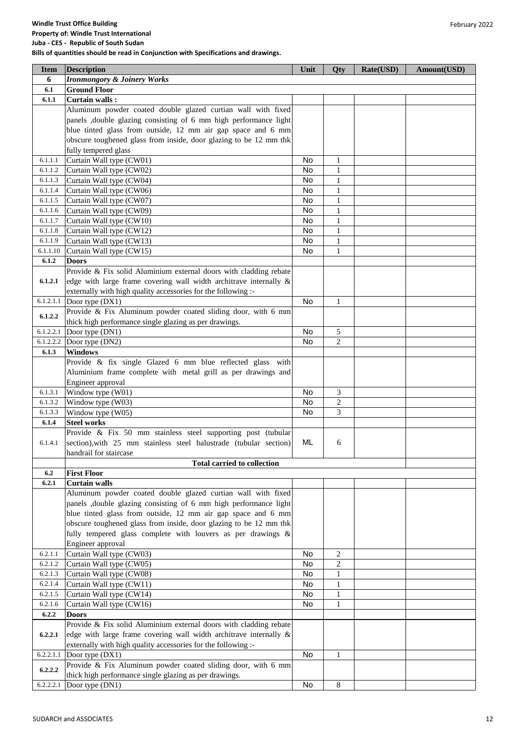**Windle Trust Office Building**
**Property of: Windle Trust International**
**Juba - CES - Republic of South Sudan**
**Bills of quantities should be read in Conjunction with Specifications and drawings.**

February 2022

| Item | Description | Unit | Qty | Rate(USD) | Amount(USD) |
|---|---|---|---|---|---|
| **6** | ***Ironmongory & Joinery Works*** | | | | |
| **6.1** | **Ground Floor** | | | | |
| **6.1.1** | **Curtain walls :** | | | | |
| | Aluminum powder coated double glazed curtian wall with fixed panels ,double glazing consisting of 6 mm high performance light blue tinted glass from outside, 12 mm air gap space and 6 mm obscure toughened glass from inside, door glazing to be 12 mm thk fully tempered glass | | | | |
| 6.1.1.1 | Curtain Wall type (CW01) | No | 1 | | |
| 6.1.1.2 | Curtain Wall type (CW02) | No | 1 | | |
| 6.1.1.3 | Curtain Wall type (CW04) | No | 1 | | |
| 6.1.1.4 | Curtain Wall type (CW06) | No | 1 | | |
| 6.1.1.5 | Curtain Wall type (CW07) | No | 1 | | |
| 6.1.1.6 | Curtain Wall type (CW09) | No | 1 | | |
| 6.1.1.7 | Curtain Wall type (CW10) | No | 1 | | |
| 6.1.1.8 | Curtain Wall type (CW12) | No | 1 | | |
| 6.1.1.9 | Curtain Wall type (CW13) | No | 1 | | |
| 6.1.1.10 | Curtain Wall type (CW15) | No | 1 | | |
| **6.1.2** | **Doors** | | | | |
| **6.1.2.1** | Provide & Fix solid Aluminium external doors with cladding rebate edge with large frame covering wall width architrave internally & externally with high quality accessories for the following :- | | | | |
| 6.1.2.1.1 | Door type (DX1) | No | 1 | | |
| **6.1.2.2** | Provide & Fix Aluminum powder coated sliding door, with 6 mm thick high performance single glazing as per drawings. | | | | |
| 6.1.2.2.1 | Door type (DN1) | No | 5 | | |
| 6.1.2.2.2 | Door type (DN2) | No | 2 | | |
| **6.1.3** | **Windows** | | | | |
| | Provide & fix single Glazed 6 mm blue reflected glass with Aluminium frame complete with metal grill as per drawings and Engineer approval | | | | |
| 6.1.3.1 | Window type (W01) | No | 3 | | |
| 6.1.3.2 | Window type (W03) | No | 2 | | |
| 6.1.3.3 | Window type (W05) | No | 3 | | |
| **6.1.4** | **Steel works** | | | | |
| 6.1.4.1 | Provide & Fix 50 mm stainless steel supporting post (tubular section),with 25 mm stainless steel balustrade (tubular section) handrail for staircase | ML | 6 | | |
| | **Total carried to collection** | | | | |
| **6.2** | **First Floor** | | | | |
| **6.2.1** | **Curtain walls** | | | | |
| | Aluminum powder coated double glazed curtian wall with fixed panels ,double glazing consisting of 6 mm high performance light blue tinted glass from outside, 12 mm air gap space and 6 mm obscure toughened glass from inside, door glazing to be 12 mm thk fully tempered glass complete with louvers as per drawings & Engineer approval | | | | |
| 6.2.1.1 | Curtain Wall type (CW03) | No | 2 | | |
| 6.2.1.2 | Curtain Wall type (CW05) | No | 2 | | |
| 6.2.1.3 | Curtain Wall type (CW08) | No | 1 | | |
| 6.2.1.4 | Curtain Wall type (CW11) | No | 1 | | |
| 6.2.1.5 | Curtain Wall type (CW14) | No | 1 | | |
| 6.2.1.6 | Curtain Wall type (CW16) | No | 1 | | |
| **6.2.2** | **Doors** | | | | |
| **6.2.2.1** | Provide & Fix solid Aluminium external doors with cladding rebate edge with large frame covering wall width architrave internally & externally with high quality accessories for the following :- | | | | |
| 6.2.2.1.1 | Door type (DX1) | No | 1 | | |
| **6.2.2.2** | Provide & Fix Aluminum powder coated sliding door, with 6 mm thick high performance single glazing as per drawings. | | | | |
| 6.2.2.2.1 | Door type (DN1) | No | 8 | | |

SUDARCH and ASSOCIATES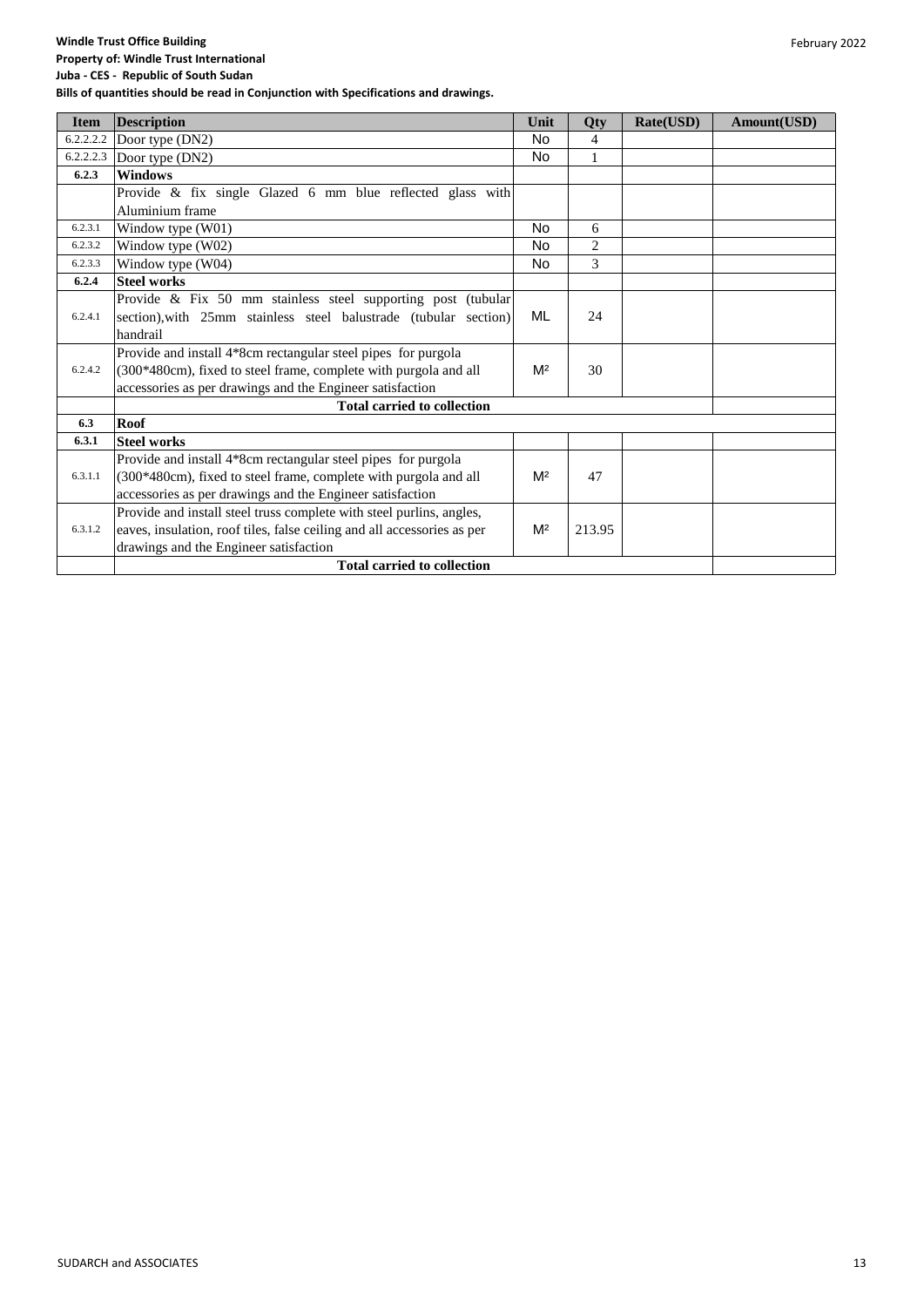| Item | Description | Unit | Qty | Rate(USD) | Amount(USD) |
|---|---|---|---|---|---|
| 6.2.2.2.2 | Door type (DN2) | No | 4 | | |
| 6.2.2.2.3 | Door type (DN2) | No | 1 | | |
| **6.2.3** | **Windows** | | | | |
| | Provide & fix single Glazed 6 mm blue reflected glass with Aluminium frame | | | | |
| 6.2.3.1 | Window type (W01) | No | 6 | | |
| 6.2.3.2 | Window type (W02) | No | 2 | | |
| 6.2.3.3 | Window type (W04) | No | 3 | | |
| **6.2.4** | **Steel works** | | | | |
| 6.2.4.1 | Provide & Fix 50 mm stainless steel supporting post (tubular section),with 25mm stainless steel balustrade (tubular section) handrail | ML | 24 | | |
| 6.2.4.2 | Provide and install 4*8cm rectangular steel pipes for purgola (300*480cm), fixed to steel frame, complete with purgola and all accessories as per drawings and the Engineer satisfaction | M² | 30 | | |
| | **Total carried to collection** | | | | |
| **6.3** | **Roof** | | | | |
| **6.3.1** | **Steel works** | | | | |
| 6.3.1.1 | Provide and install 4*8cm rectangular steel pipes for purgola (300*480cm), fixed to steel frame, complete with purgola and all accessories as per drawings and the Engineer satisfaction | M² | 47 | | |
| 6.3.1.2 | Provide and install steel truss complete with steel purlins, angles, eaves, insulation, roof tiles, false ceiling and all accessories as per drawings and the Engineer satisfaction | M² | 213.95 | | |
| | **Total carried to collection** | | | | |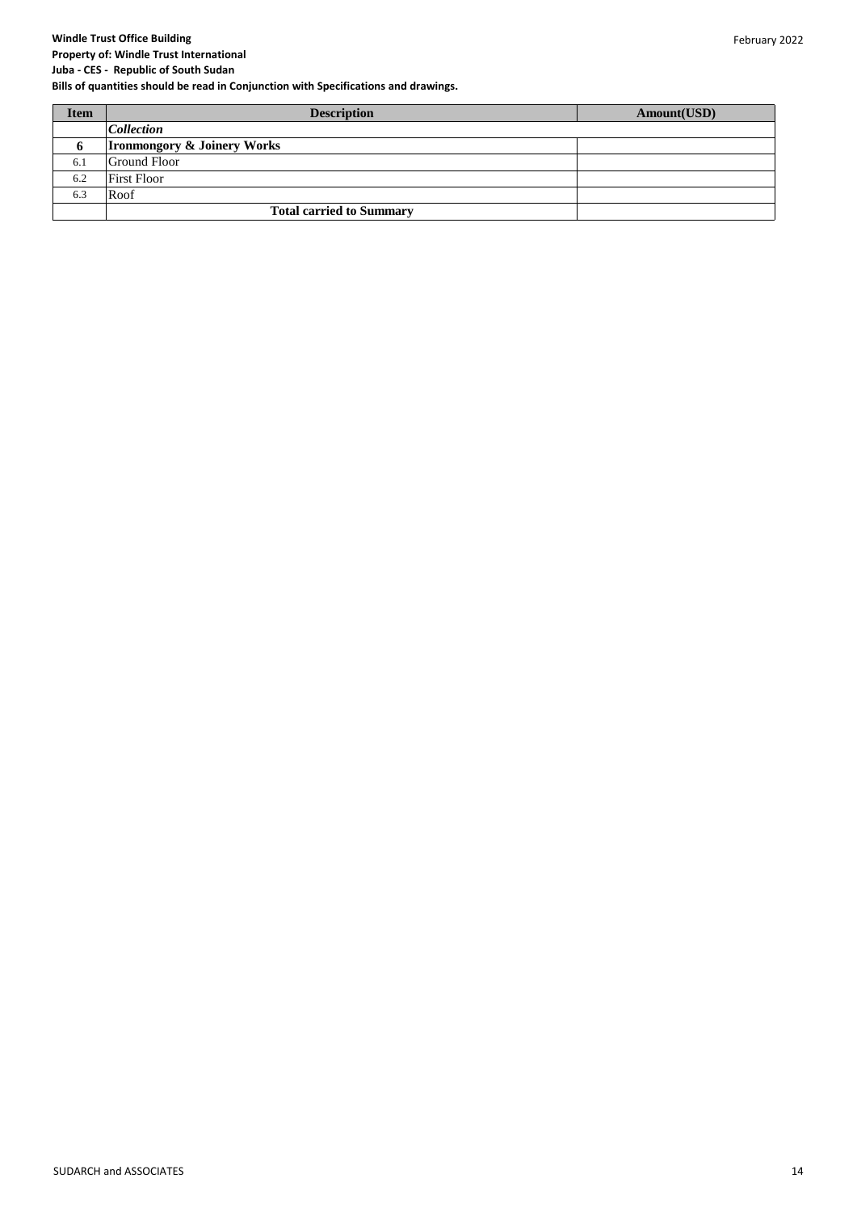**Windle Trust Office Building**
**Property of: Windle Trust International**
**Juba - CES - Republic of South Sudan**
**Bills of quantities should be read in Conjunction with Specifications and drawings.**

| Item | Description | Amount(USD) |
|---|---|---|
| | *Collection* | |
| **6** | **Ironmongory & Joinery Works** | |
| 6.1 | Ground Floor | |
| 6.2 | First Floor | |
| 6.3 | Roof | |
| | **Total carried to Summary** | |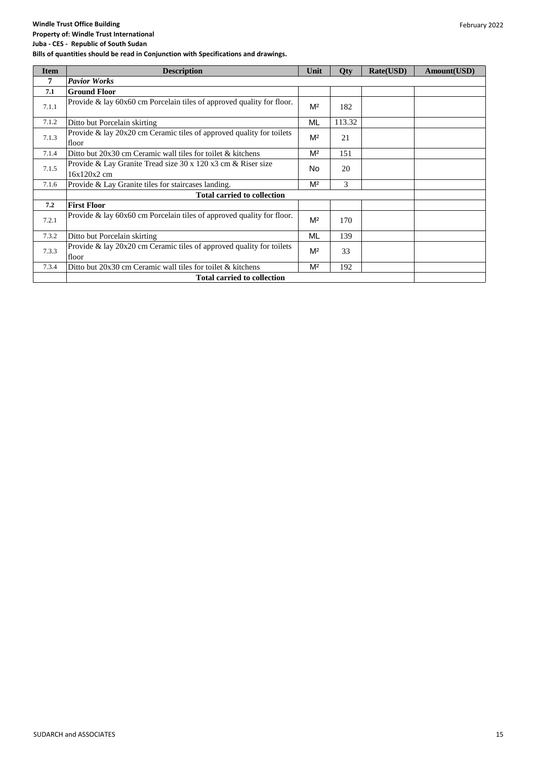**Windle Trust Office Building**
**Property of: Windle Trust International**
**Juba - CES - Republic of South Sudan**
**Bills of quantities should be read in Conjunction with Specifications and drawings.**

February 2022

| Item | Description | Unit | Qty | Rate(USD) | Amount(USD) |
|---|---|---|---|---|---|
| **7** | ***Pavior Works*** | | | | |
| **7.1** | **Ground Floor** | | | | |
| 7.1.1 | Provide & lay 60x60 cm Porcelain tiles of approved quality for floor. | M² | 182 | | |
| 7.1.2 | Ditto but Porcelain skirting | ML | 113.32 | | |
| 7.1.3 | Provide & lay 20x20 cm Ceramic tiles of approved quality for toilets floor | M² | 21 | | |
| 7.1.4 | Ditto but 20x30 cm Ceramic wall tiles for toilet & kitchens | M² | 151 | | |
| 7.1.5 | Provide & Lay Granite Tread size 30 x 120 x3 cm & Riser size 16x120x2 cm | No | 20 | | |
| 7.1.6 | Provide & Lay Granite tiles for staircases landing. | M² | 3 | | |
| | **Total carried to collection** | | | | |
| **7.2** | **First Floor** | | | | |
| 7.2.1 | Provide & lay 60x60 cm Porcelain tiles of approved quality for floor. | M² | 170 | | |
| 7.3.2 | Ditto but Porcelain skirting | ML | 139 | | |
| 7.3.3 | Provide & lay 20x20 cm Ceramic tiles of approved quality for toilets floor | M² | 33 | | |
| 7.3.4 | Ditto but 20x30 cm Ceramic wall tiles for toilet & kitchens | M² | 192 | | |
| | **Total carried to collection** | | | | |

SUDARCH and ASSOCIATES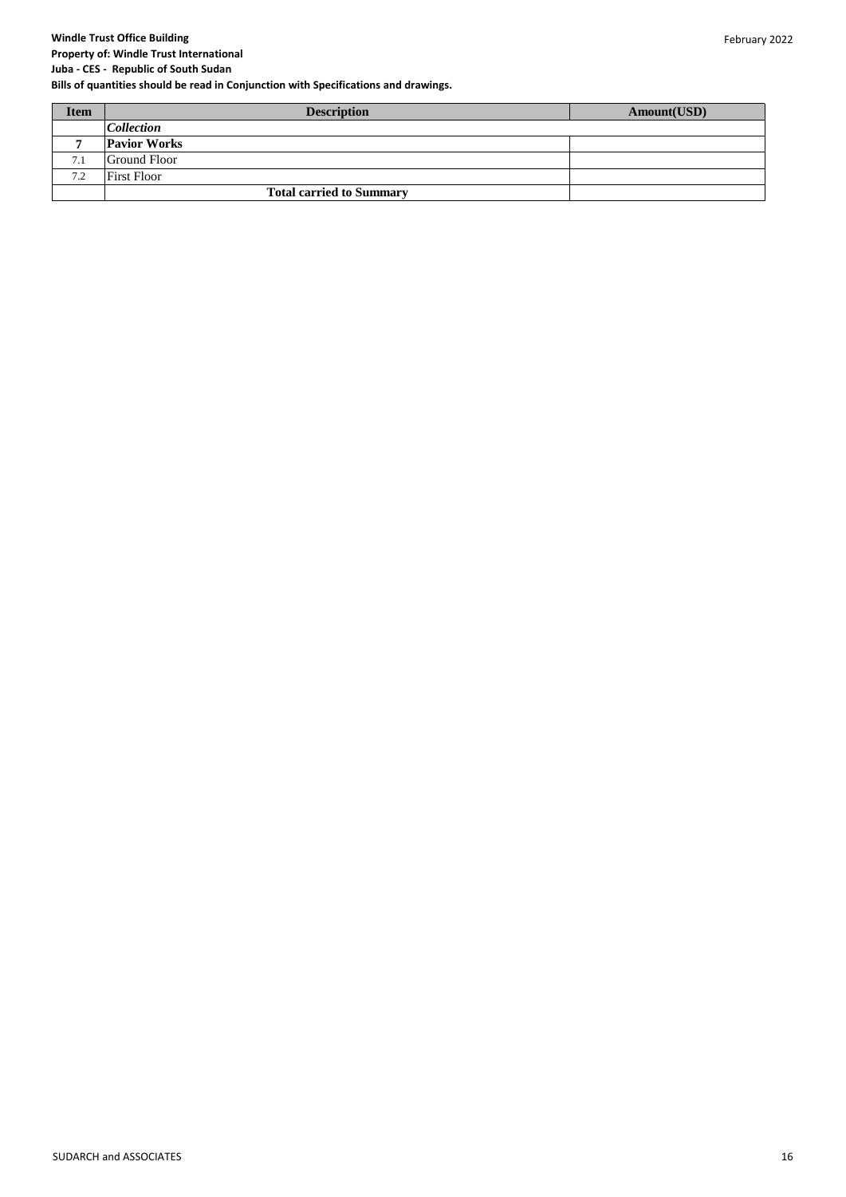**Windle Trust Office Building**
**Property of: Windle Trust International**
**Juba - CES - Republic of South Sudan**
**Bills of quantities should be read in Conjunction with Specifications and drawings.**

February 2022

| Item | Description | Amount(USD) |
|---|---|---|
| | ***Collection*** | |
| **7** | **Pavior Works** | |
| 7.1 | Ground Floor | |
| 7.2 | First Floor | |
| | **Total carried to Summary** | |

SUDARCH and ASSOCIATES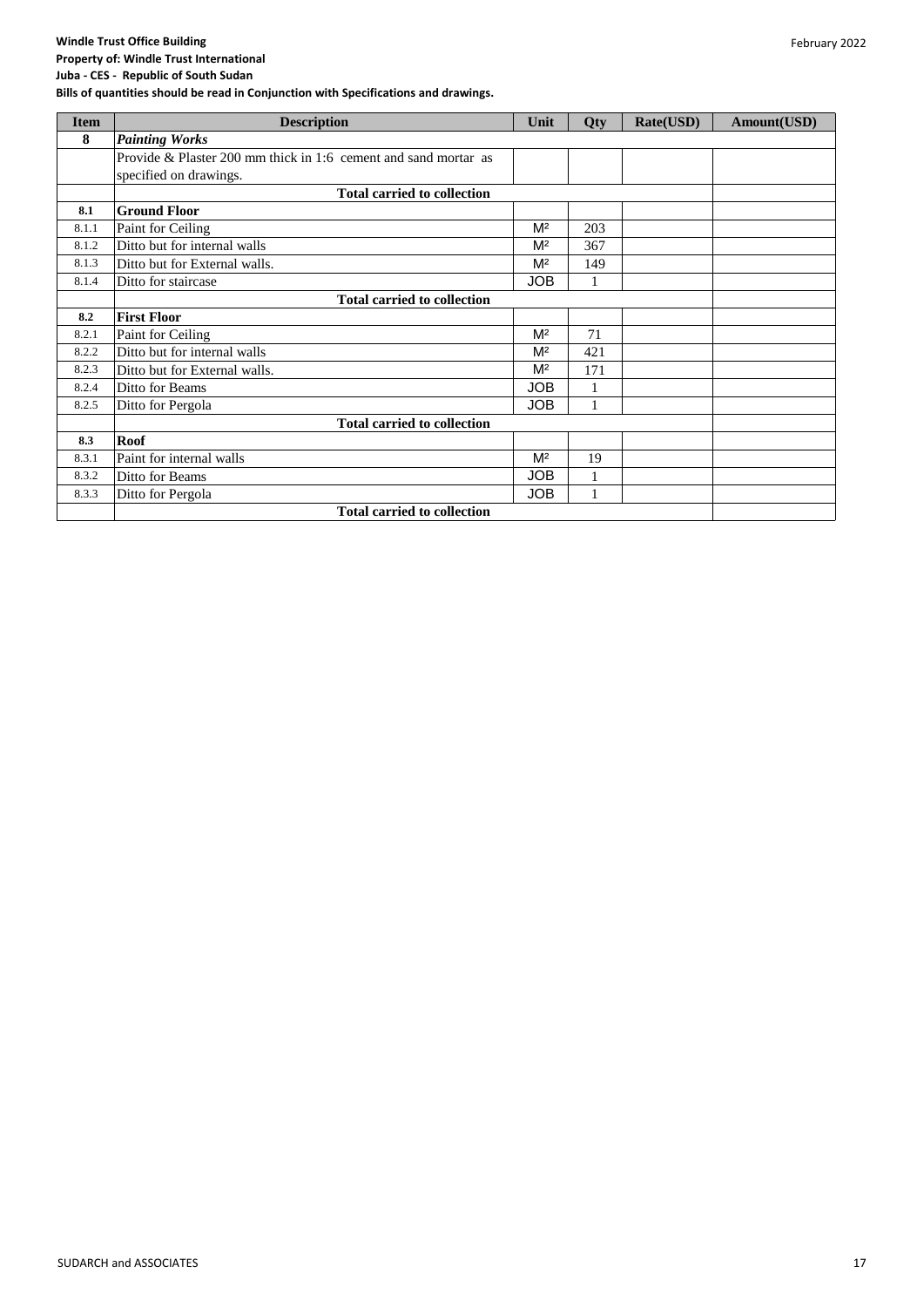**Windle Trust Office Building**
**Property of: Windle Trust International**
**Juba - CES - Republic of South Sudan**
**Bills of quantities should be read in Conjunction with Specifications and drawings.**

February 2022

| Item | Description | Unit | Qty | Rate(USD) | Amount(USD) |
|---|---|---|---|---|---|
| **8** | ***Painting Works*** | | | | |
| | Provide & Plaster 200 mm thick in 1:6 cement and sand mortar as specified on drawings. | | | | |
| | **Total carried to collection** | | | | |
| **8.1** | **Ground Floor** | | | | |
| 8.1.1 | Paint for Ceiling | M² | 203 | | |
| 8.1.2 | Ditto but for internal walls | M² | 367 | | |
| 8.1.3 | Ditto but for External walls. | M² | 149 | | |
| 8.1.4 | Ditto for staircase | JOB | 1 | | |
| | **Total carried to collection** | | | | |
| **8.2** | **First Floor** | | | | |
| 8.2.1 | Paint for Ceiling | M² | 71 | | |
| 8.2.2 | Ditto but for internal walls | M² | 421 | | |
| 8.2.3 | Ditto but for External walls. | M² | 171 | | |
| 8.2.4 | Ditto for Beams | JOB | 1 | | |
| 8.2.5 | Ditto for Pergola | JOB | 1 | | |
| | **Total carried to collection** | | | | |
| **8.3** | **Roof** | | | | |
| 8.3.1 | Paint for internal walls | M² | 19 | | |
| 8.3.2 | Ditto for Beams | JOB | 1 | | |
| 8.3.3 | Ditto for Pergola | JOB | 1 | | |
| | **Total carried to collection** | | | | |

SUDARCH and ASSOCIATES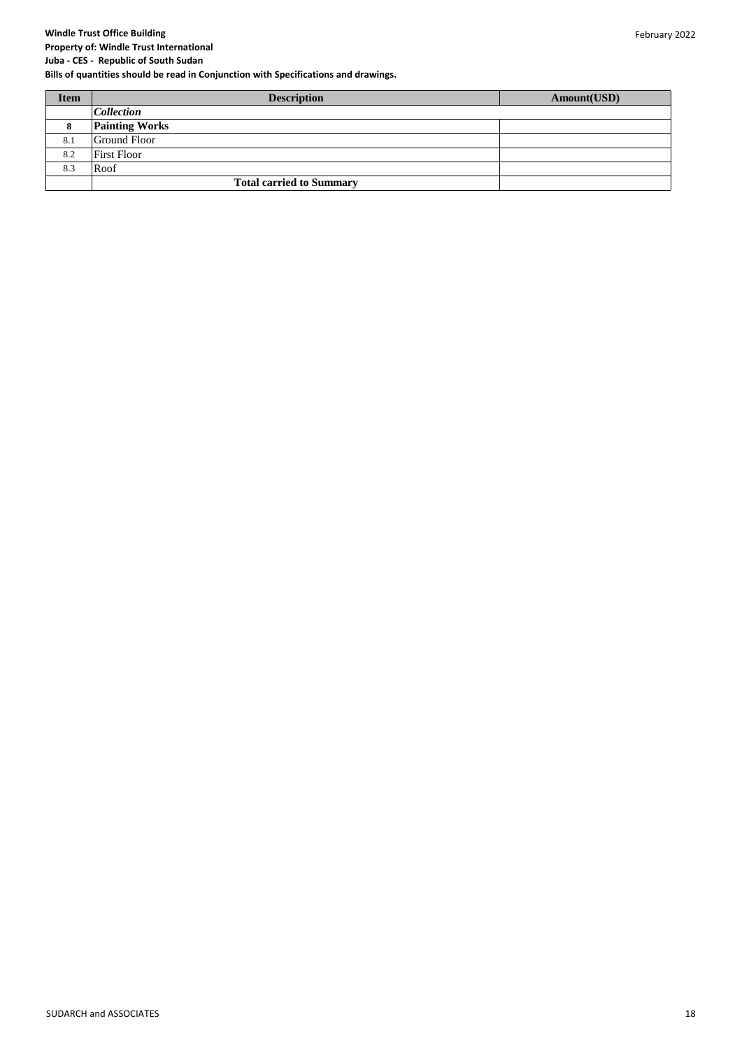**Windle Trust Office Building**
**Property of: Windle Trust International**
**Juba - CES - Republic of South Sudan**
**Bills of quantities should be read in Conjunction with Specifications and drawings.**

| Item | Description | Amount(USD) |
|---|---|---|
| | ***Collection*** | |
| **8** | **Painting Works** | |
| 8.1 | Ground Floor | |
| 8.2 | First Floor | |
| 8.3 | Roof | |
| | **Total carried to Summary** | |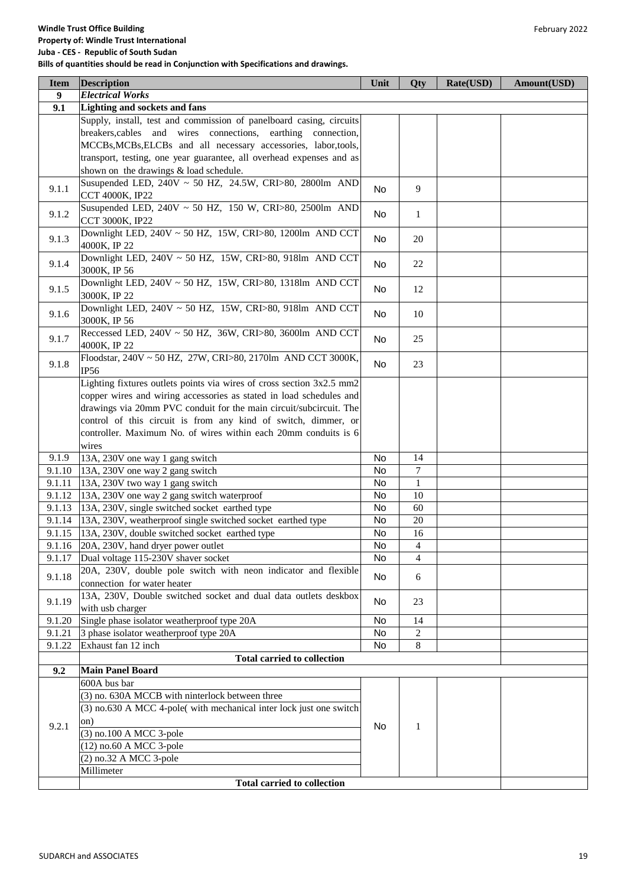**Windle Trust Office Building**
**Property of: Windle Trust International**
**Juba - CES - Republic of South Sudan**
**Bills of quantities should be read in Conjunction with Specifications and drawings.**

February 2022

| Item | Description | Unit | Qty | Rate(USD) | Amount(USD) |
|---|---|---|---|---|---|
| **9** | ***Electrical Works*** | | | | |
| **9.1** | **Lighting and sockets and fans** | | | | |
| | Supply, install, test and commission of panelboard casing, circuits breakers,cables and wires connections, earthing connection, MCCBs,MCBs,ELCBs and all necessary accessories, labor,tools, transport, testing, one year guarantee, all overhead expenses and as shown on the drawings & load schedule. | | | | |
| 9.1.1 | Susupended LED, 240V ~ 50 HZ, 24.5W, CRI>80, 2800lm AND CCT 4000K, IP22 | No | 9 | | |
| 9.1.2 | Susupended LED, 240V ~ 50 HZ, 150 W, CRI>80, 2500lm AND CCT 3000K, IP22 | No | 1 | | |
| 9.1.3 | Downlight LED, 240V ~ 50 HZ, 15W, CRI>80, 1200lm AND CCT 4000K, IP 22 | No | 20 | | |
| 9.1.4 | Downlight LED, 240V ~ 50 HZ, 15W, CRI>80, 918lm AND CCT 3000K, IP 56 | No | 22 | | |
| 9.1.5 | Downlight LED, 240V ~ 50 HZ, 15W, CRI>80, 1318lm AND CCT 3000K, IP 22 | No | 12 | | |
| 9.1.6 | Downlight LED, 240V ~ 50 HZ, 15W, CRI>80, 918lm AND CCT 3000K, IP 56 | No | 10 | | |
| 9.1.7 | Reccessed LED, 240V ~ 50 HZ, 36W, CRI>80, 3600lm AND CCT 4000K, IP 22 | No | 25 | | |
| 9.1.8 | Floodstar, 240V ~ 50 HZ, 27W, CRI>80, 2170lm AND CCT 3000K, IP56 | No | 23 | | |
| | Lighting fixtures outlets points via wires of cross section 3x2.5 mm2 copper wires and wiring accessories as stated in load schedules and drawings via 20mm PVC conduit for the main circuit/subcircuit. The control of this circuit is from any kind of switch, dimmer, or controller. Maximum No. of wires within each 20mm conduits is 6 wires | | | | |
| 9.1.9 | 13A, 230V one way 1 gang switch | No | 14 | | |
| 9.1.10 | 13A, 230V one way 2 gang switch | No | 7 | | |
| 9.1.11 | 13A, 230V two way 1 gang switch | No | 1 | | |
| 9.1.12 | 13A, 230V one way 2 gang switch waterproof | No | 10 | | |
| 9.1.13 | 13A, 230V, single switched socket earthed type | No | 60 | | |
| 9.1.14 | 13A, 230V, weatherproof single switched socket earthed type | No | 20 | | |
| 9.1.15 | 13A, 230V, double switched socket earthed type | No | 16 | | |
| 9.1.16 | 20A, 230V, hand dryer power outlet | No | 4 | | |
| 9.1.17 | Dual voltage 115-230V shaver socket | No | 4 | | |
| 9.1.18 | 20A, 230V, double pole switch with neon indicator and flexible connection for water heater | No | 6 | | |
| 9.1.19 | 13A, 230V, Double switched socket and dual data outlets deskbox with usb charger | No | 23 | | |
| 9.1.20 | Single phase isolator weatherproof type 20A | No | 14 | | |
| 9.1.21 | 3 phase isolator weatherproof type 20A | No | 2 | | |
| 9.1.22 | Exhaust fan 12 inch | No | 8 | | |
| | **Total carried to collection** | | | | |
| **9.2** | **Main Panel Board** | | | | |
| 9.2.1 | 600A bus bar<br>(3) no. 630A MCCB with ninterlock between three<br>(3) no.630 A MCC 4-pole( with mechanical inter lock just one switch on)<br>(3) no.100 A MCC 3-pole<br>(12) no.60 A MCC 3-pole<br>(2) no.32 A MCC 3-pole<br>Millimeter | No | 1 | | |
| | **Total carried to collection** | | | | |

SUDARCH and ASSOCIATES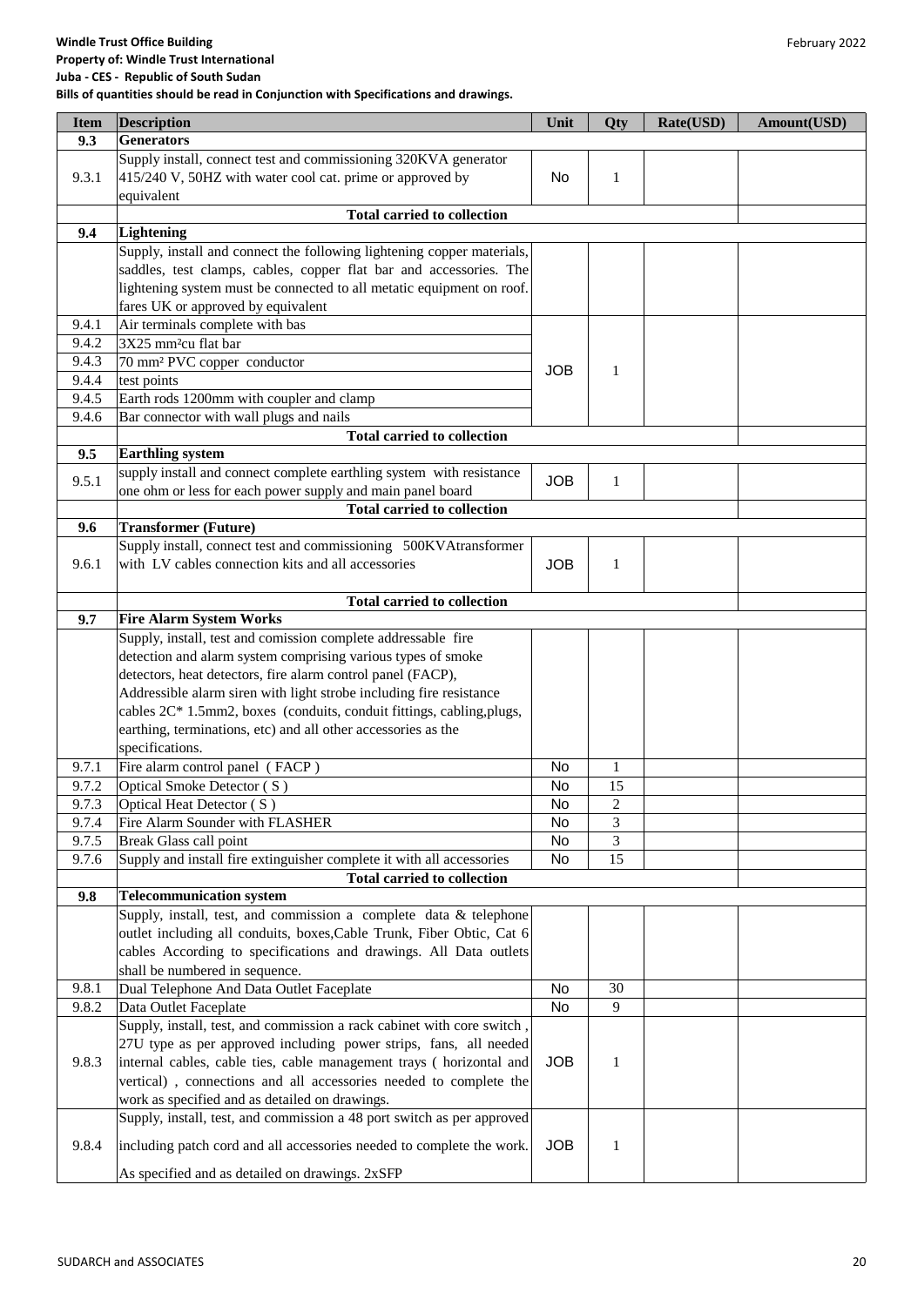**Windle Trust Office Building**
**Property of: Windle Trust International**
**Juba - CES - Republic of South Sudan**
**Bills of quantities should be read in Conjunction with Specifications and drawings.**

February 2022

| Item | Description | Unit | Qty | Rate(USD) | Amount(USD) |
|---|---|---|---|---|---|
| **9.3** | **Generators** | | | | |
| 9.3.1 | Supply install, connect test and commissioning 320KVA generator 415/240 V, 50HZ with water cool cat. prime or approved by equivalent | No | 1 | | |
| | **Total carried to collection** | | | | |
| **9.4** | **Lightening** | | | | |
| | Supply, install and connect the following lightening copper materials, saddles, test clamps, cables, copper flat bar and accessories. The lightening system must be connected to all metatic equipment on roof. fares UK or approved by equivalent | | | | |
| 9.4.1 | Air terminals complete with bas | JOB | 1 | | |
| 9.4.2 | 3X25 mm²cu flat bar | | | | |
| 9.4.3 | 70 mm² PVC copper conductor | | | | |
| 9.4.4 | test points | | | | |
| 9.4.5 | Earth rods 1200mm with coupler and clamp | | | | |
| 9.4.6 | Bar connector with wall plugs and nails | | | | |
| | **Total carried to collection** | | | | |
| **9.5** | **Earthling system** | | | | |
| 9.5.1 | supply install and connect complete earthling system with resistance one ohm or less for each power supply and main panel board | JOB | 1 | | |
| | **Total carried to collection** | | | | |
| **9.6** | **Transformer (Future)** | | | | |
| 9.6.1 | Supply install, connect test and commissioning 500KVAtransformer with LV cables connection kits and all accessories | JOB | 1 | | |
| | **Total carried to collection** | | | | |
| **9.7** | **Fire Alarm System Works** | | | | |
| | Supply, install, test and comission complete addressable fire detection and alarm system comprising various types of smoke detectors, heat detectors, fire alarm control panel (FACP), Addressible alarm siren with light strobe including fire resistance cables 2C* 1.5mm2, boxes (conduits, conduit fittings, cabling,plugs, earthing, terminations, etc) and all other accessories as the specifications. | | | | |
| 9.7.1 | Fire alarm control panel ( FACP ) | No | 1 | | |
| 9.7.2 | Optical Smoke Detector ( S ) | No | 15 | | |
| 9.7.3 | Optical Heat Detector ( S ) | No | 2 | | |
| 9.7.4 | Fire Alarm Sounder with FLASHER | No | 3 | | |
| 9.7.5 | Break Glass call point | No | 3 | | |
| 9.7.6 | Supply and install fire extinguisher complete it with all accessories | No | 15 | | |
| | **Total carried to collection** | | | | |
| **9.8** | **Telecommunication system** | | | | |
| | Supply, install, test, and commission a complete data & telephone outlet including all conduits, boxes,Cable Trunk, Fiber Obtic, Cat 6 cables According to specifications and drawings. All Data outlets shall be numbered in sequence. | | | | |
| 9.8.1 | Dual Telephone And Data Outlet Faceplate | No | 30 | | |
| 9.8.2 | Data Outlet Faceplate | No | 9 | | |
| 9.8.3 | Supply, install, test, and commission a rack cabinet with core switch , 27U type as per approved including power strips, fans, all needed internal cables, cable ties, cable management trays ( horizontal and vertical) , connections and all accessories needed to complete the work as specified and as detailed on drawings. | JOB | 1 | | |
| 9.8.4 | Supply, install, test, and commission a 48 port switch as per approved including patch cord and all accessories needed to complete the work. As specified and as detailed on drawings. 2xSFP | JOB | 1 | | |

SUDARCH and ASSOCIATES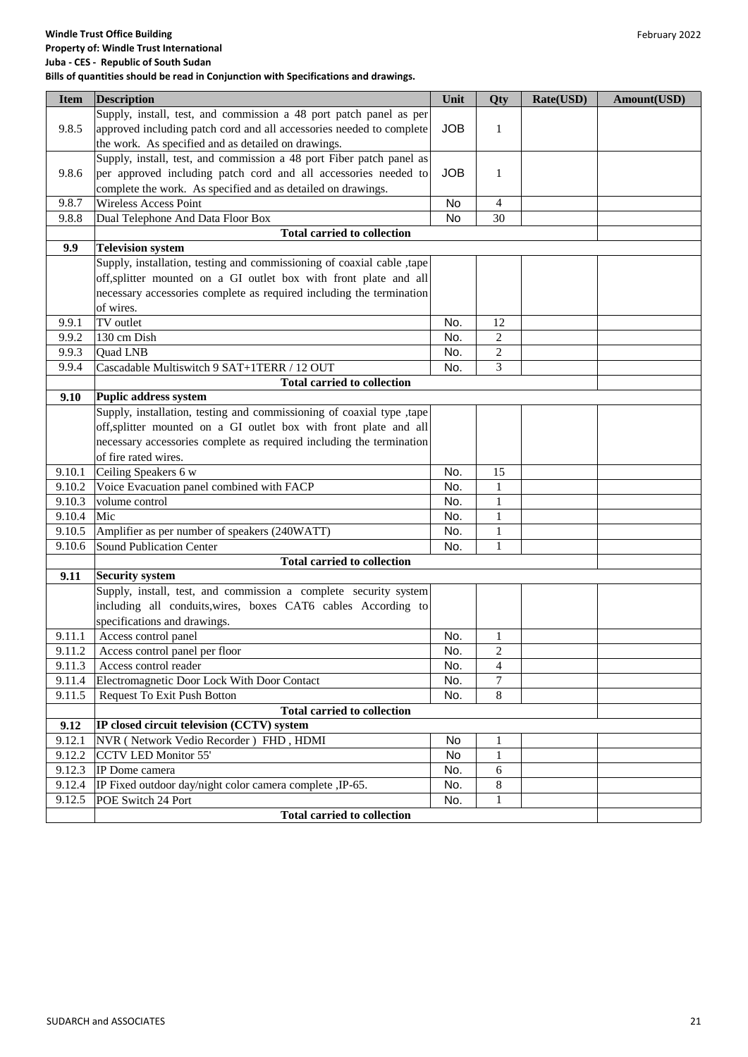**Windle Trust Office Building**
**Property of: Windle Trust International**
**Juba - CES - Republic of South Sudan**
**Bills of quantities should be read in Conjunction with Specifications and drawings.**

February 2022

| Item | Description | Unit | Qty | Rate(USD) | Amount(USD) |
|---|---|---|---|---|---|
| 9.8.5 | Supply, install, test, and commission a 48 port patch panel as per approved including patch cord and all accessories needed to complete the work. As specified and as detailed on drawings. | JOB | 1 | | |
| 9.8.6 | Supply, install, test, and commission a 48 port Fiber patch panel as per approved including patch cord and all accessories needed to complete the work. As specified and as detailed on drawings. | JOB | 1 | | |
| 9.8.7 | Wireless Access Point | No | 4 | | |
| 9.8.8 | Dual Telephone And Data Floor Box | No | 30 | | |
| | **Total carried to collection** | | | | |
| **9.9** | **Television system** | | | | |
| | Supply, installation, testing and commissioning of coaxial cable ,tape off,splitter mounted on a GI outlet box with front plate and all necessary accessories complete as required including the termination of wires. | | | | |
| 9.9.1 | TV outlet | No. | 12 | | |
| 9.9.2 | 130 cm Dish | No. | 2 | | |
| 9.9.3 | Quad LNB | No. | 2 | | |
| 9.9.4 | Cascadable Multiswitch 9 SAT+1TERR / 12 OUT | No. | 3 | | |
| | **Total carried to collection** | | | | |
| **9.10** | **Puplic address system** | | | | |
| | Supply, installation, testing and commissioning of coaxial type ,tape off,splitter mounted on a GI outlet box with front plate and all necessary accessories complete as required including the termination of fire rated wires. | | | | |
| 9.10.1 | Ceiling Speakers 6 w | No. | 15 | | |
| 9.10.2 | Voice Evacuation panel combined with FACP | No. | 1 | | |
| 9.10.3 | volume control | No. | 1 | | |
| 9.10.4 | Mic | No. | 1 | | |
| 9.10.5 | Amplifier as per number of speakers (240WATT) | No. | 1 | | |
| 9.10.6 | Sound Publication Center | No. | 1 | | |
| | **Total carried to collection** | | | | |
| **9.11** | **Security system** | | | | |
| | Supply, install, test, and commission a complete security system including all conduits,wires, boxes CAT6 cables According to specifications and drawings. | | | | |
| 9.11.1 | Access control panel | No. | 1 | | |
| 9.11.2 | Access control panel per floor | No. | 2 | | |
| 9.11.3 | Access control reader | No. | 4 | | |
| 9.11.4 | Electromagnetic Door Lock With Door Contact | No. | 7 | | |
| 9.11.5 | Request To Exit Push Botton | No. | 8 | | |
| | **Total carried to collection** | | | | |
| **9.12** | **IP closed circuit television (CCTV) system** | | | | |
| 9.12.1 | NVR ( Network Vedio Recorder ) FHD , HDMI | No | 1 | | |
| 9.12.2 | CCTV LED Monitor 55' | No | 1 | | |
| 9.12.3 | IP Dome camera | No. | 6 | | |
| 9.12.4 | IP Fixed outdoor day/night color camera complete ,IP-65. | No. | 8 | | |
| 9.12.5 | POE Switch 24 Port | No. | 1 | | |
| | **Total carried to collection** | | | | |

SUDARCH and ASSOCIATES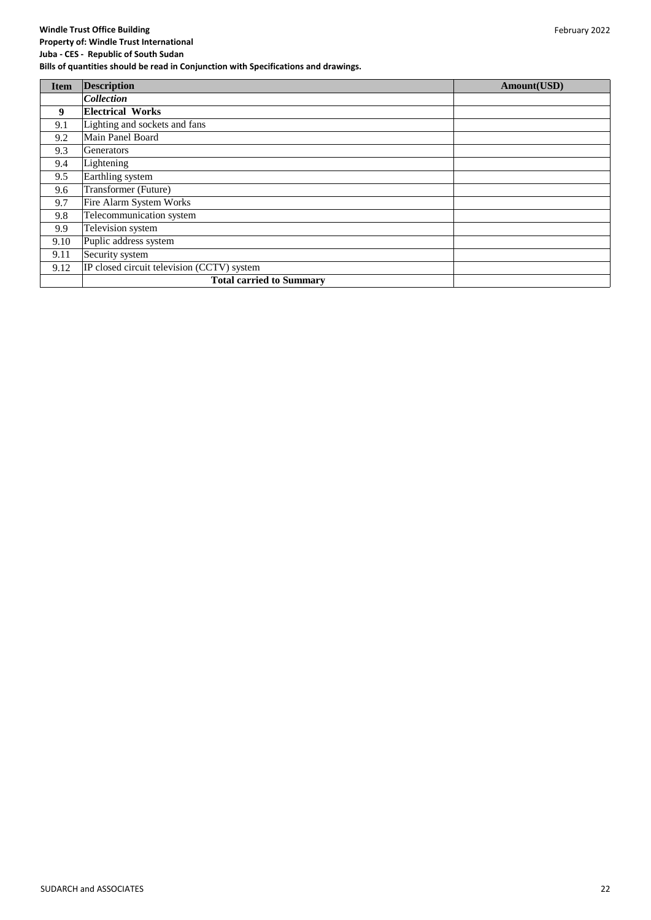**Windle Trust Office Building**
**Property of: Windle Trust International**
**Juba - CES - Republic of South Sudan**
**Bills of quantities should be read in Conjunction with Specifications and drawings.**

| Item | Description | Amount(USD) |
|---|---|---|
| | ***Collection*** | |
| **9** | **Electrical Works** | |
| 9.1 | Lighting and sockets and fans | |
| 9.2 | Main Panel Board | |
| 9.3 | Generators | |
| 9.4 | Lightening | |
| 9.5 | Earthling system | |
| 9.6 | Transformer (Future) | |
| 9.7 | Fire Alarm System Works | |
| 9.8 | Telecommunication system | |
| 9.9 | Television system | |
| 9.10 | Puplic address system | |
| 9.11 | Security system | |
| 9.12 | IP closed circuit television (CCTV) system | |
| | **Total carried to Summary** | |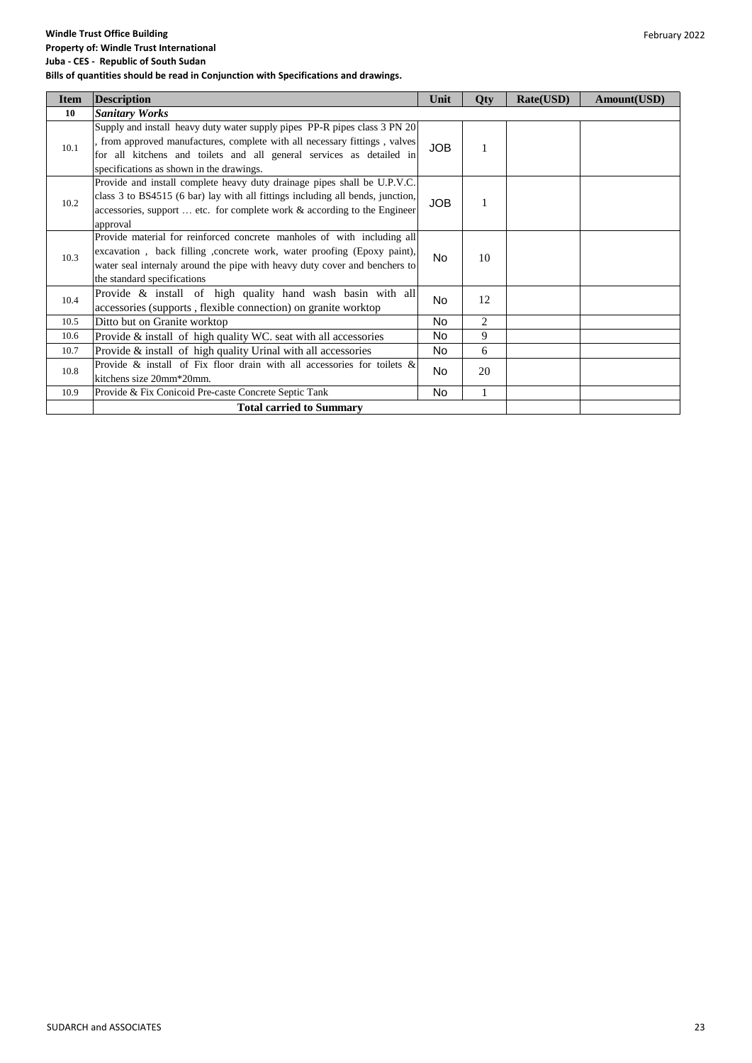**Windle Trust Office Building**
**Property of: Windle Trust International**
**Juba - CES - Republic of South Sudan**
**Bills of quantities should be read in Conjunction with Specifications and drawings.**

February 2022

| Item | Description | Unit | Qty | Rate(USD) | Amount(USD) |
|---|---|---|---|---|---|
| **10** | ***Sanitary Works*** | | | | |
| 10.1 | Supply and install heavy duty water supply pipes PP-R pipes class 3 PN 20 , from approved manufactures, complete with all necessary fittings , valves for all kitchens and toilets and all general services as detailed in specifications as shown in the drawings. | JOB | 1 | | |
| 10.2 | Provide and install complete heavy duty drainage pipes shall be U.P.V.C. class 3 to BS4515 (6 bar) lay with all fittings including all bends, junction, accessories, support … etc. for complete work & according to the Engineer approval | JOB | 1 | | |
| 10.3 | Provide material for reinforced concrete manholes of with including all excavation , back filling ,concrete work, water proofing (Epoxy paint), water seal internaly around the pipe with heavy duty cover and benchers to the standard specifications | No | 10 | | |
| 10.4 | Provide & install of high quality hand wash basin with all accessories (supports , flexible connection) on granite worktop | No | 12 | | |
| 10.5 | Ditto but on Granite worktop | No | 2 | | |
| 10.6 | Provide & install of high quality WC. seat with all accessories | No | 9 | | |
| 10.7 | Provide & install of high quality Urinal with all accessories | No | 6 | | |
| 10.8 | Provide & install of Fix floor drain with all accessories for toilets & kitchens size 20mm*20mm. | No | 20 | | |
| 10.9 | Provide & Fix Conicoid Pre-caste Concrete Septic Tank | No | 1 | | |
| | **Total carried to Summary** | | | | |

SUDARCH and ASSOCIATES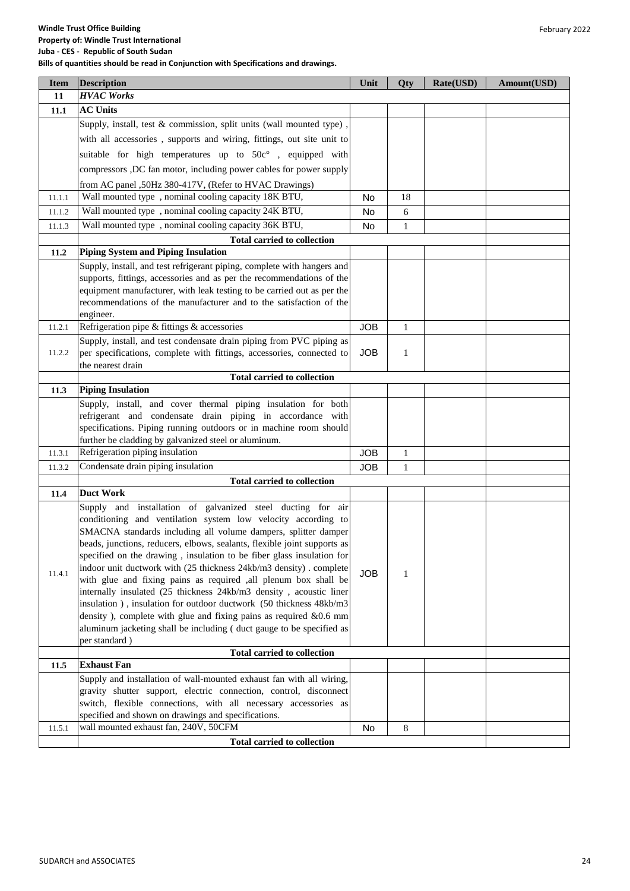**Windle Trust Office Building**
**Property of: Windle Trust International**
**Juba - CES - Republic of South Sudan**
**Bills of quantities should be read in Conjunction with Specifications and drawings.**

| Item | Description | Unit | Qty | Rate(USD) | Amount(USD) |
|---|---|---|---|---|---|
| **11** | ***HVAC Works*** | | | | |
| **11.1** | **AC Units** | | | | |
| | Supply, install, test & commission, split units (wall mounted type) , with all accessories , supports and wiring, fittings, out site unit to suitable for high temperatures up to 50c° , equipped with compressors ,DC fan motor, including power cables for power supply from AC panel ,50Hz 380-417V, (Refer to HVAC Drawings) | | | | |
| 11.1.1 | Wall mounted type , nominal cooling capacity 18K BTU, | No | 18 | | |
| 11.1.2 | Wall mounted type , nominal cooling capacity 24K BTU, | No | 6 | | |
| 11.1.3 | Wall mounted type , nominal cooling capacity 36K BTU, | No | 1 | | |
| | **Total carried to collection** | | | | |
| **11.2** | **Piping System and Piping Insulation** | | | | |
| | Supply, install, and test refrigerant piping, complete with hangers and supports, fittings, accessories and as per the recommendations of the equipment manufacturer, with leak testing to be carried out as per the recommendations of the manufacturer and to the satisfaction of the engineer. | | | | |
| 11.2.1 | Refrigeration pipe & fittings & accessories | JOB | 1 | | |
| 11.2.2 | Supply, install, and test condensate drain piping from PVC piping as per specifications, complete with fittings, accessories, connected to the nearest drain | JOB | 1 | | |
| | **Total carried to collection** | | | | |
| **11.3** | **Piping Insulation** | | | | |
| | Supply, install, and cover thermal piping insulation for both refrigerant and condensate drain piping in accordance with specifications. Piping running outdoors or in machine room should further be cladding by galvanized steel or aluminum. | | | | |
| 11.3.1 | Refrigeration piping insulation | JOB | 1 | | |
| 11.3.2 | Condensate drain piping insulation | JOB | 1 | | |
| | **Total carried to collection** | | | | |
| **11.4** | **Duct Work** | | | | |
| 11.4.1 | Supply and installation of galvanized steel ducting for air conditioning and ventilation system low velocity according to SMACNA standards including all volume dampers, splitter damper beads, junctions, reducers, elbows, sealants, flexible joint supports as specified on the drawing , insulation to be fiber glass insulation for indoor unit ductwork with (25 thickness 24kb/m3 density) . complete with glue and fixing pains as required ,all plenum box shall be internally insulated (25 thickness 24kb/m3 density , acoustic liner insulation ) , insulation for outdoor ductwork (50 thickness 48kb/m3 density ), complete with glue and fixing pains as required &0.6 mm aluminum jacketing shall be including ( duct gauge to be specified as per standard ) | JOB | 1 | | |
| | **Total carried to collection** | | | | |
| **11.5** | **Exhaust Fan** | | | | |
| | Supply and installation of wall-mounted exhaust fan with all wiring, gravity shutter support, electric connection, control, disconnect switch, flexible connections, with all necessary accessories as specified and shown on drawings and specifications. | | | | |
| 11.5.1 | wall mounted exhaust fan, 240V, 50CFM | No | 8 | | |
| | **Total carried to collection** | | | | |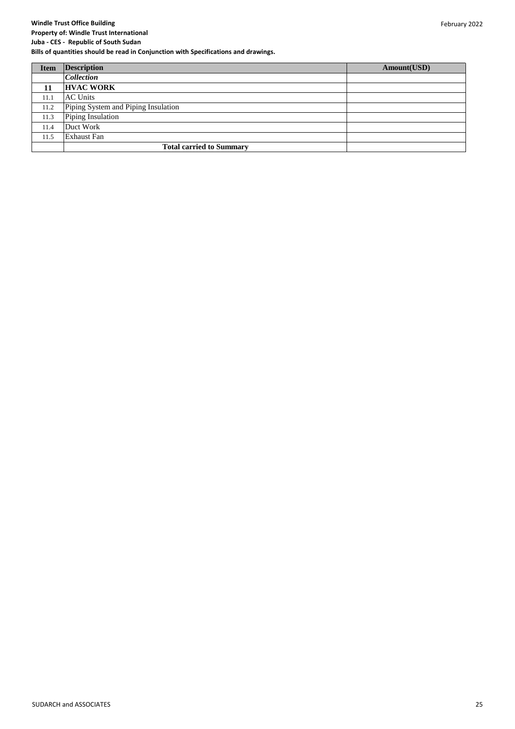**Windle Trust Office Building**
**Property of: Windle Trust International**
**Juba - CES - Republic of South Sudan**
**Bills of quantities should be read in Conjunction with Specifications and drawings.**

| Item | Description | Amount(USD) |
|---|---|---|
| | ***Collection*** | |
| **11** | **HVAC WORK** | |
| 11.1 | AC Units | |
| 11.2 | Piping System and Piping Insulation | |
| 11.3 | Piping Insulation | |
| 11.4 | Duct Work | |
| 11.5 | Exhaust Fan | |
| | **Total carried to Summary** | |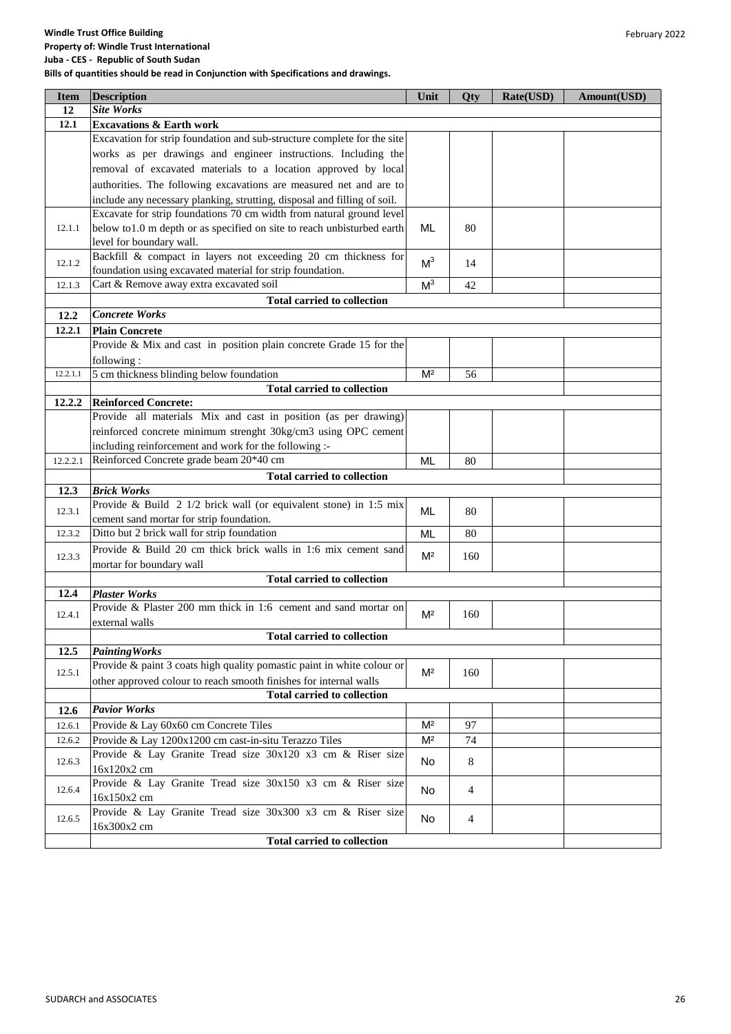**Windle Trust Office Building**
**Property of: Windle Trust International**
**Juba - CES - Republic of South Sudan**
**Bills of quantities should be read in Conjunction with Specifications and drawings.**

February 2022

| Item | Description | Unit | Qty | Rate(USD) | Amount(USD) |
|---|---|---|---|---|---|
| **12** | ***Site Works*** | | | | |
| **12.1** | **Excavations & Earth work** | | | | |
| | Excavation for strip foundation and sub-structure complete for the site works as per drawings and engineer instructions. Including the removal of excavated materials to a location approved by local authorities. The following excavations are measured net and are to include any necessary planking, strutting, disposal and filling of soil. | | | | |
| 12.1.1 | Excavate for strip foundations 70 cm width from natural ground level below to1.0 m depth or as specified on site to reach unbisturbed earth level for boundary wall. | ML | 80 | | |
| 12.1.2 | Backfill & compact in layers not exceeding 20 cm thickness for foundation using excavated material for strip foundation. | $M^3$ | 14 | | |
| 12.1.3 | Cart & Remove away extra excavated soil | $M^3$ | 42 | | |
| | **Total carried to collection** | | | | |
| **12.2** | ***Concrete Works*** | | | | |
| **12.2.1** | **Plain Concrete** | | | | |
| | Provide & Mix and cast in position plain concrete Grade 15 for the following : | | | | |
| 12.2.1.1 | 5 cm thickness blinding below foundation | M² | 56 | | |
| | **Total carried to collection** | | | | |
| **12.2.2** | **Reinforced Concrete:** | | | | |
| | Provide all materials Mix and cast in position (as per drawing) reinforced concrete minimum strenght 30kg/cm3 using OPC cement including reinforcement and work for the following :- | | | | |
| 12.2.2.1 | Reinforced Concrete grade beam 20*40 cm | ML | 80 | | |
| | **Total carried to collection** | | | | |
| **12.3** | ***Brick Works*** | | | | |
| 12.3.1 | Provide & Build 2 1/2 brick wall (or equivalent stone) in 1:5 mix cement sand mortar for strip foundation. | ML | 80 | | |
| 12.3.2 | Ditto but 2 brick wall for strip foundation | ML | 80 | | |
| 12.3.3 | Provide & Build 20 cm thick brick walls in 1:6 mix cement sand mortar for boundary wall | M² | 160 | | |
| | **Total carried to collection** | | | | |
| **12.4** | ***Plaster Works*** | | | | |
| 12.4.1 | Provide & Plaster 200 mm thick in 1:6 cement and sand mortar on external walls | M² | 160 | | |
| | **Total carried to collection** | | | | |
| **12.5** | ***PaintingWorks*** | | | | |
| 12.5.1 | Provide & paint 3 coats high quality pomastic paint in white colour or other approved colour to reach smooth finishes for internal walls | M² | 160 | | |
| | **Total carried to collection** | | | | |
| **12.6** | ***Pavior Works*** | | | | |
| 12.6.1 | Provide & Lay 60x60 cm Concrete Tiles | M² | 97 | | |
| 12.6.2 | Provide & Lay 1200x1200 cm cast-in-situ Terazzo Tiles | M² | 74 | | |
| 12.6.3 | Provide & Lay Granite Tread size 30x120 x3 cm & Riser size 16x120x2 cm | No | 8 | | |
| 12.6.4 | Provide & Lay Granite Tread size 30x150 x3 cm & Riser size 16x150x2 cm | No | 4 | | |
| 12.6.5 | Provide & Lay Granite Tread size 30x300 x3 cm & Riser size 16x300x2 cm | No | 4 | | |
| | **Total carried to collection** | | | | |

SUDARCH and ASSOCIATES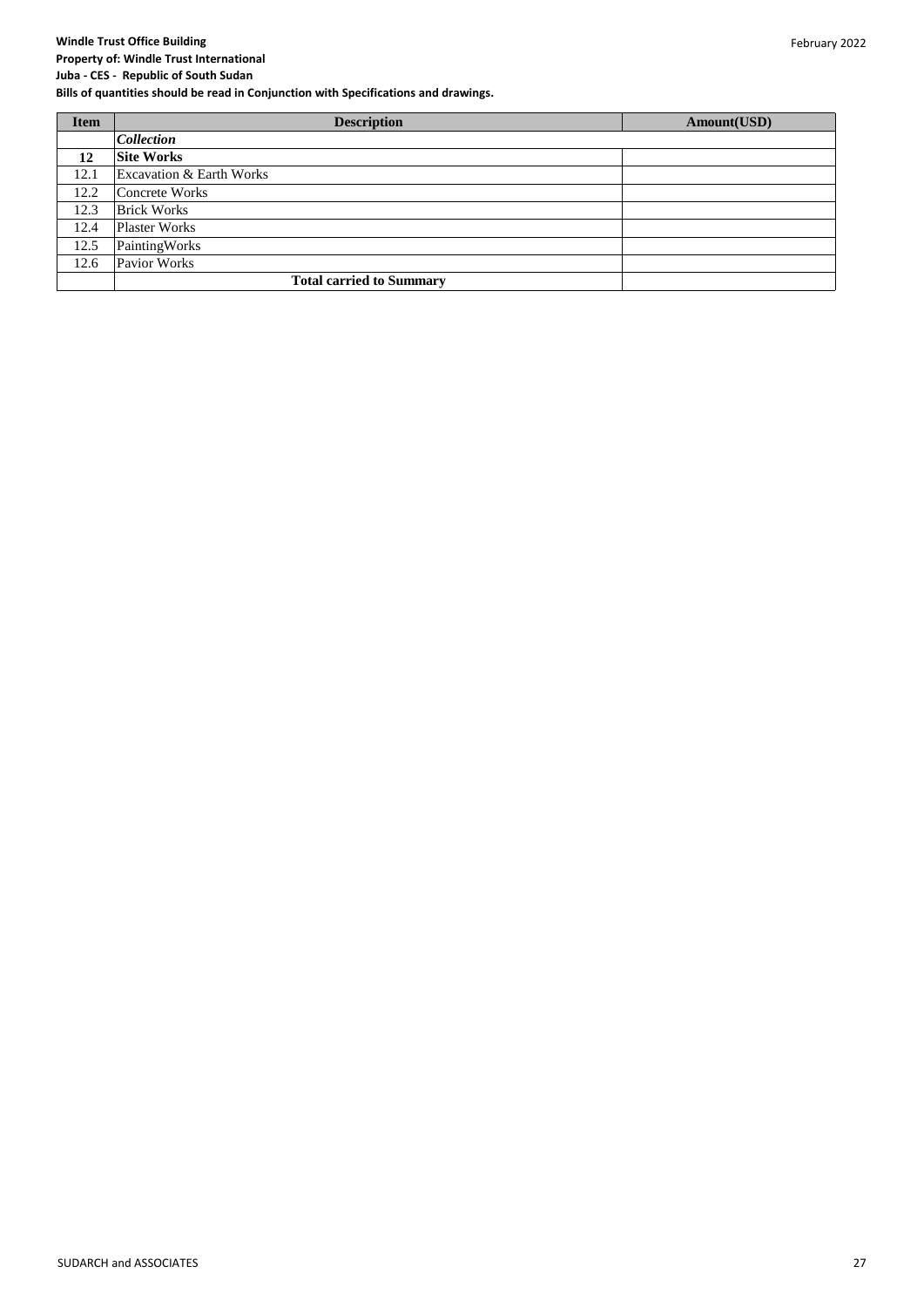**Windle Trust Office Building**
**Property of: Windle Trust International**
**Juba - CES - Republic of South Sudan**
**Bills of quantities should be read in Conjunction with Specifications and drawings.**

| Item | Description | Amount(USD) |
|---|---|---|
| | ***Collection*** | |
| **12** | **Site Works** | |
| 12.1 | Excavation & Earth Works | |
| 12.2 | Concrete Works | |
| 12.3 | Brick Works | |
| 12.4 | Plaster Works | |
| 12.5 | PaintingWorks | |
| 12.6 | Pavior Works | |
| | **Total carried to Summary** | |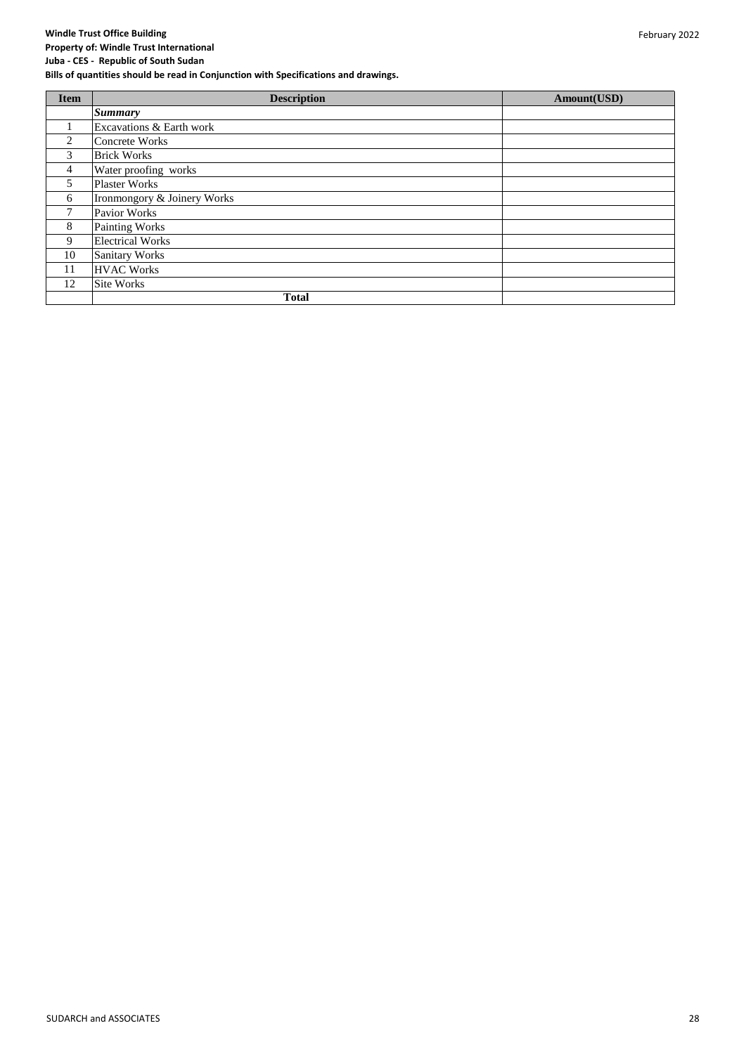**Windle Trust Office Building**
**Property of: Windle Trust International**
**Juba - CES - Republic of South Sudan**
**Bills of quantities should be read in Conjunction with Specifications and drawings.**

February 2022

| Item | Description | Amount(USD) |
|---|---|---|
| | ***Summary*** | |
| 1 | Excavations & Earth work | |
| 2 | Concrete Works | |
| 3 | Brick Works | |
| 4 | Water proofing works | |
| 5 | Plaster Works | |
| 6 | Ironmongory & Joinery Works | |
| 7 | Pavior Works | |
| 8 | Painting Works | |
| 9 | Electrical Works | |
| 10 | Sanitary Works | |
| 11 | HVAC Works | |
| 12 | Site Works | |
| | **Total** | |

SUDARCH and ASSOCIATES